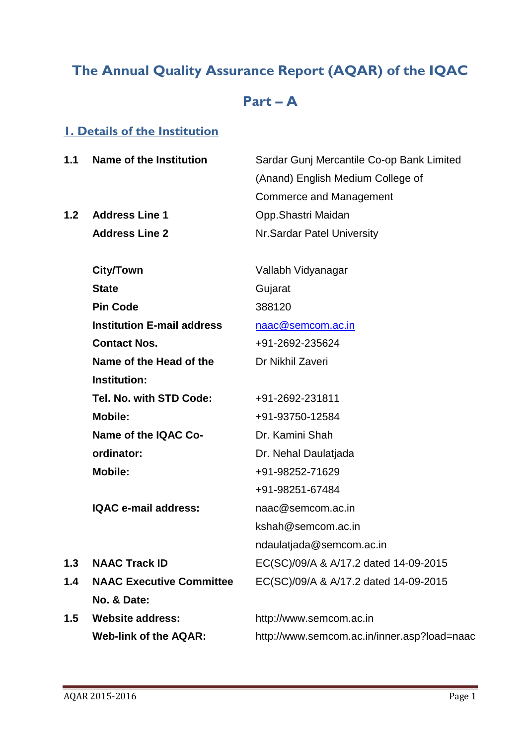# The Annual Quality Assurance Report (AQAR) of the IQAC

## Part – A

### 1. Details of the Institution

| | | |
|---|---|---|
| 1.1 | **Name of the Institution** | Sardar Gunj Mercantile Co-op Bank Limited (Anand) English Medium College of Commerce and Management |
| 1.2 | **Address Line 1** | Opp.Shastri Maidan |
| | **Address Line 2** | Nr.Sardar Patel University |
| | **City/Town** | Vallabh Vidyanagar |
| | **State** | Gujarat |
| | **Pin Code** | 388120 |
| | **Institution E-mail address** | naac@semcom.ac.in |
| | **Contact Nos.** | +91-2692-235624 |
| | **Name of the Head of the Institution:** | Dr Nikhil Zaveri |
| | **Tel. No. with STD Code:** | +91-2692-231811 |
| | **Mobile:** | +91-93750-12584 |
| | **Name of the IQAC Co-ordinator:** | Dr. Kamini Shah<br>Dr. Nehal Daulatjada |
| | **Mobile:** | +91-98252-71629<br>+91-98251-67484 |
| | **IQAC e-mail address:** | naac@semcom.ac.in<br>kshah@semcom.ac.in<br>ndaulatjada@semcom.ac.in |
| 1.3 | **NAAC Track ID** | EC(SC)/09/A & A/17.2 dated 14-09-2015 |
| 1.4 | **NAAC Executive Committee No. & Date:** | EC(SC)/09/A & A/17.2 dated 14-09-2015 |
| 1.5 | **Website address:** | http://www.semcom.ac.in |
| | **Web-link of the AQAR:** | http://www.semcom.ac.in/inner.asp?load=naac |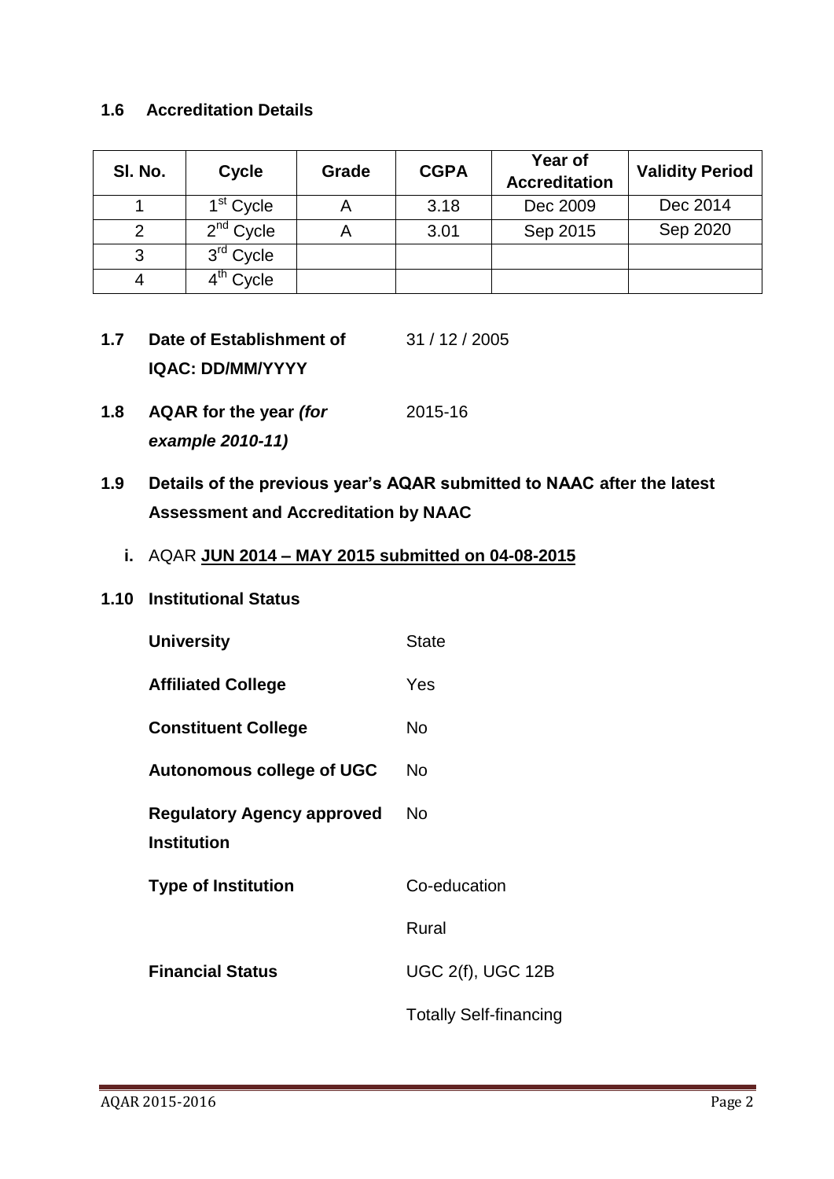### 1.6 Accreditation Details

| Sl. No. | Cycle | Grade | CGPA | Year of Accreditation | Validity Period |
|---|---|---|---|---|---|
| 1 | 1st Cycle | A | 3.18 | Dec 2009 | Dec 2014 |
| 2 | 2nd Cycle | A | 3.01 | Sep 2015 | Sep 2020 |
| 3 | 3rd Cycle | | | | |
| 4 | 4th Cycle | | | | |

**1.7 Date of Establishment of IQAC: DD/MM/YYYY** 31 / 12 / 2005

**1.8 AQAR for the year *(for example 2010-11)*** 2015-16

**1.9 Details of the previous year's AQAR submitted to NAAC after the latest Assessment and Accreditation by NAAC**

**i.** AQAR **JUN 2014 – MAY 2015 submitted on 04-08-2015**

**1.10 Institutional Status**

| | |
|---|---|
| **University** | State |
| **Affiliated College** | Yes |
| **Constituent College** | No |
| **Autonomous college of UGC** | No |
| **Regulatory Agency approved Institution** | No |
| **Type of Institution** | Co-education |
| | Rural |
| **Financial Status** | UGC 2(f), UGC 12B |
| | Totally Self-financing |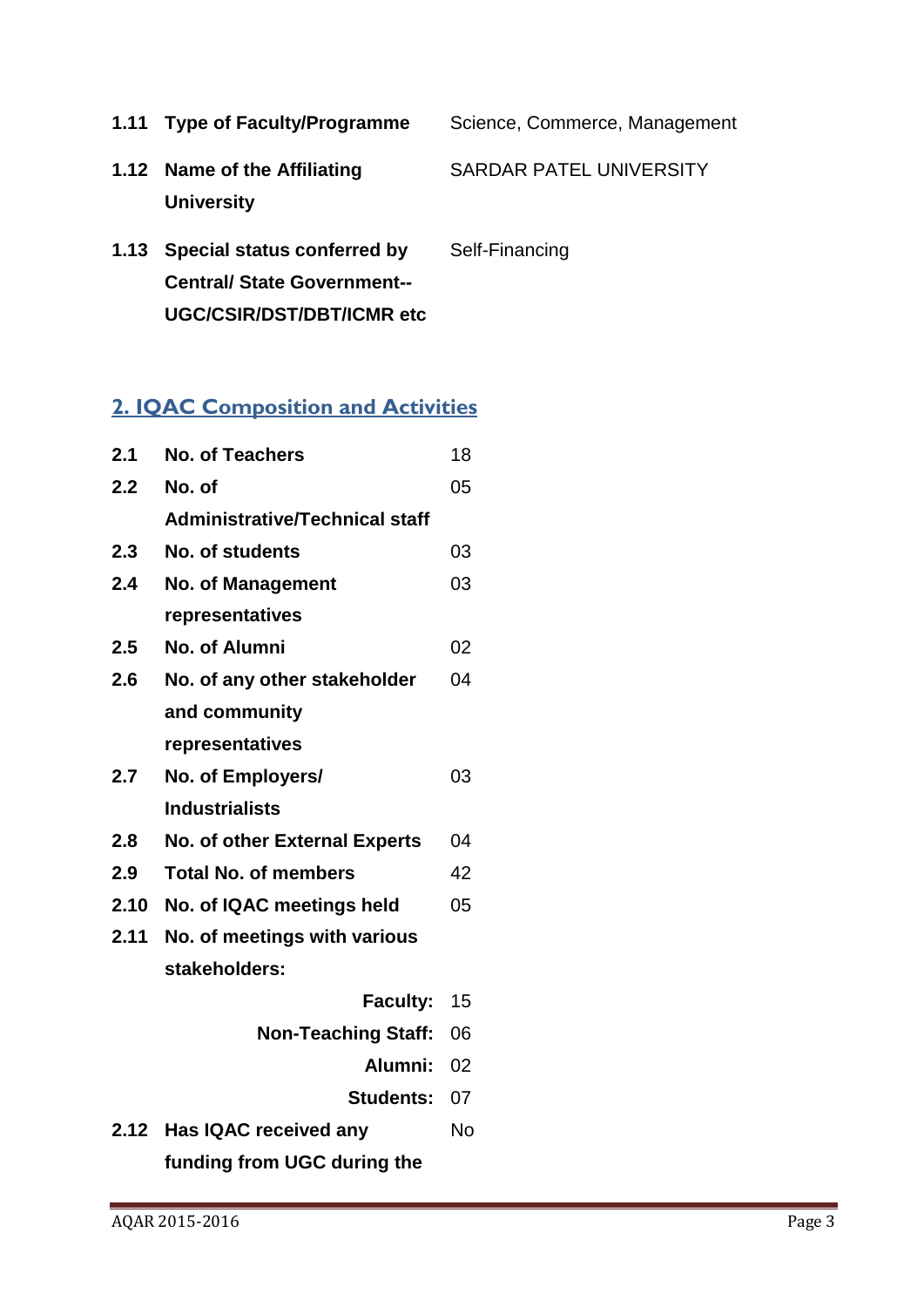| | | |
|---|---|---|
| **1.11** | **Type of Faculty/Programme** | Science, Commerce, Management |
| **1.12** | **Name of the Affiliating University** | SARDAR PATEL UNIVERSITY |
| **1.13** | **Special status conferred by Central/ State Government-- UGC/CSIR/DST/DBT/ICMR etc** | Self-Financing |

## 2. IQAC Composition and Activities

| | | |
|---|---|---|
| **2.1** | **No. of Teachers** | 18 |
| **2.2** | **No. of Administrative/Technical staff** | 05 |
| **2.3** | **No. of students** | 03 |
| **2.4** | **No. of Management representatives** | 03 |
| **2.5** | **No. of Alumni** | 02 |
| **2.6** | **No. of any other stakeholder and community representatives** | 04 |
| **2.7** | **No. of Employers/ Industrialists** | 03 |
| **2.8** | **No. of other External Experts** | 04 |
| **2.9** | **Total No. of members** | 42 |
| **2.10** | **No. of IQAC meetings held** | 05 |
| **2.11** | **No. of meetings with various stakeholders:** | |
| | **Faculty:** | 15 |
| | **Non-Teaching Staff:** | 06 |
| | **Alumni:** | 02 |
| | **Students:** | 07 |
| **2.12** | **Has IQAC received any funding from UGC during the** | No |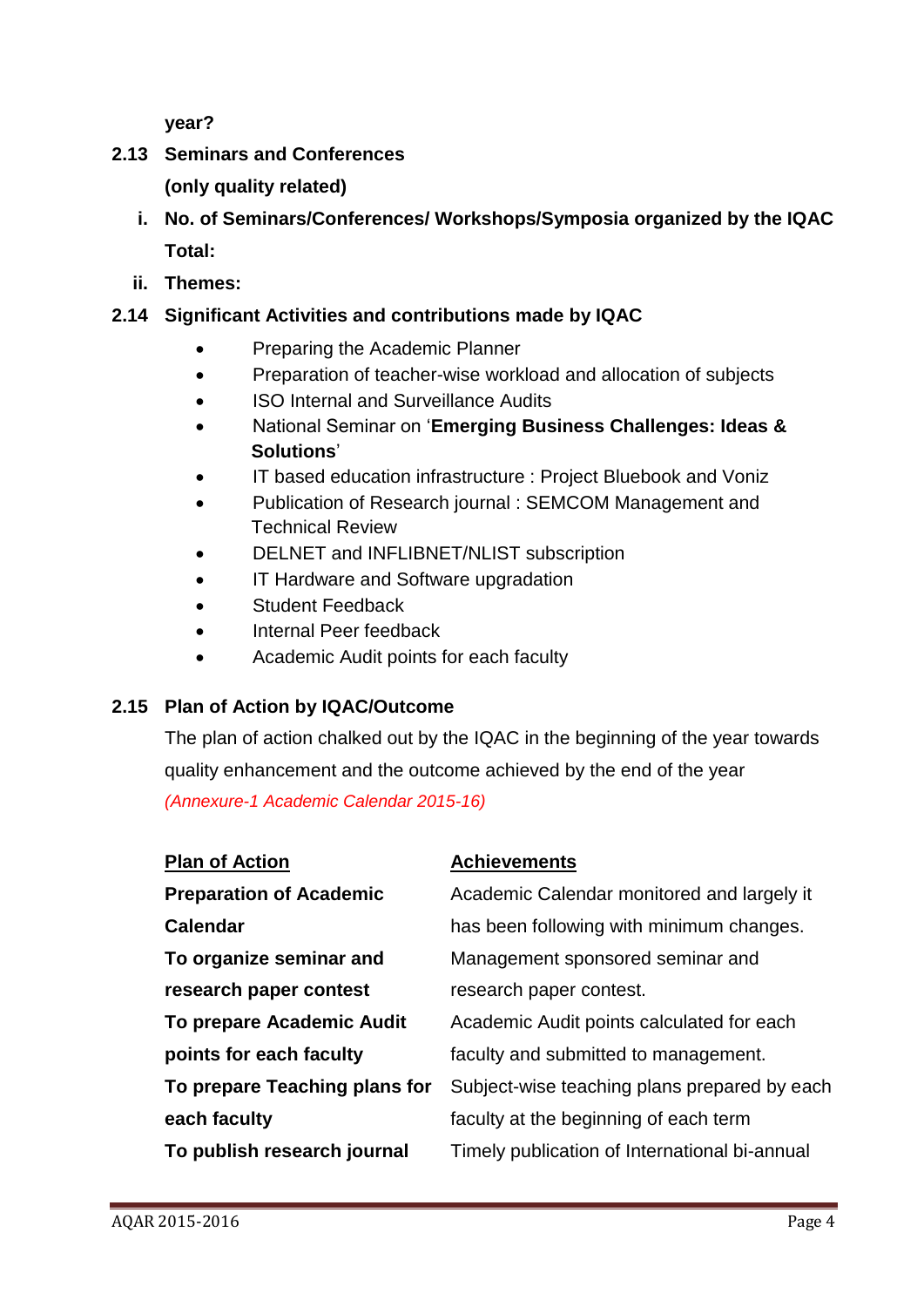**year?**

**2.13 Seminars and Conferences**

**(only quality related)**

**i. No. of Seminars/Conferences/ Workshops/Symposia organized by the IQAC**

**Total:**

**ii. Themes:**

**2.14 Significant Activities and contributions made by IQAC**

- Preparing the Academic Planner
- Preparation of teacher-wise workload and allocation of subjects
- ISO Internal and Surveillance Audits
- National Seminar on '**Emerging Business Challenges: Ideas & Solutions**'
- IT based education infrastructure : Project Bluebook and Voniz
- Publication of Research journal : SEMCOM Management and Technical Review
- DELNET and INFLIBNET/NLIST subscription
- IT Hardware and Software upgradation
- Student Feedback
- Internal Peer feedback
- Academic Audit points for each faculty

**2.15 Plan of Action by IQAC/Outcome**

The plan of action chalked out by the IQAC in the beginning of the year towards quality enhancement and the outcome achieved by the end of the year

*(Annexure-1 Academic Calendar 2015-16)*

| Plan of Action | Achievements |
|---|---|
| **Preparation of Academic Calendar** | Academic Calendar monitored and largely it has been following with minimum changes. |
| **To organize seminar and research paper contest** | Management sponsored seminar and research paper contest. |
| **To prepare Academic Audit points for each faculty** | Academic Audit points calculated for each faculty and submitted to management. |
| **To prepare Teaching plans for each faculty** | Subject-wise teaching plans prepared by each faculty at the beginning of each term |
| **To publish research journal** | Timely publication of International bi-annual |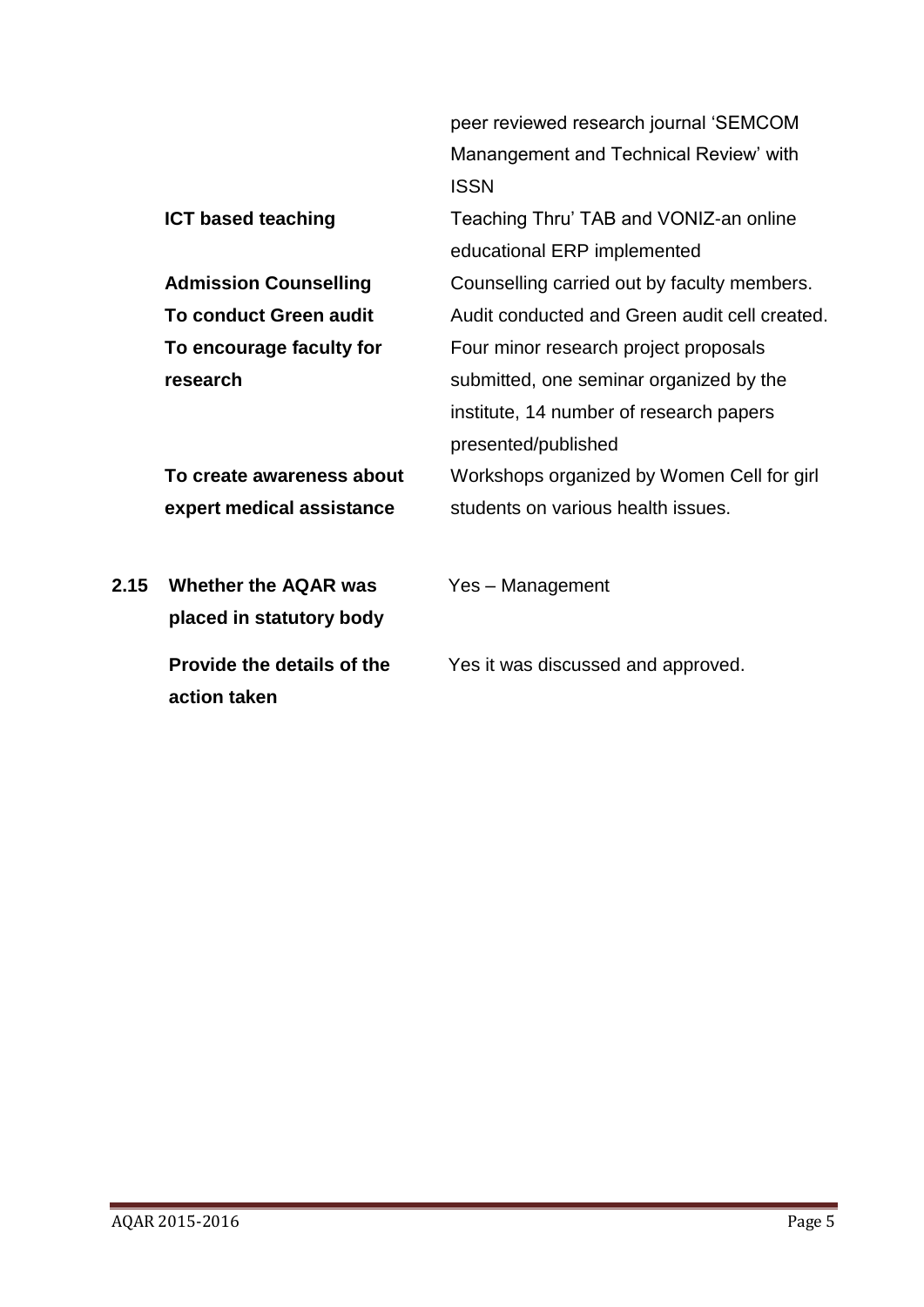| | |
|---|---|
| | peer reviewed research journal 'SEMCOM Manangement and Technical Review' with ISSN |
| **ICT based teaching** | Teaching Thru' TAB and VONIZ-an online educational ERP implemented |
| **Admission Counselling** | Counselling carried out by faculty members. |
| **To conduct Green audit** | Audit conducted and Green audit cell created. |
| **To encourage faculty for research** | Four minor research project proposals submitted, one seminar organized by the institute, 14 number of research papers presented/published |
| **To create awareness about expert medical assistance** | Workshops organized by Women Cell for girl students on various health issues. |

**2.15 Whether the AQAR was placed in statutory body**  Yes – Management

**Provide the details of the action taken**  Yes it was discussed and approved.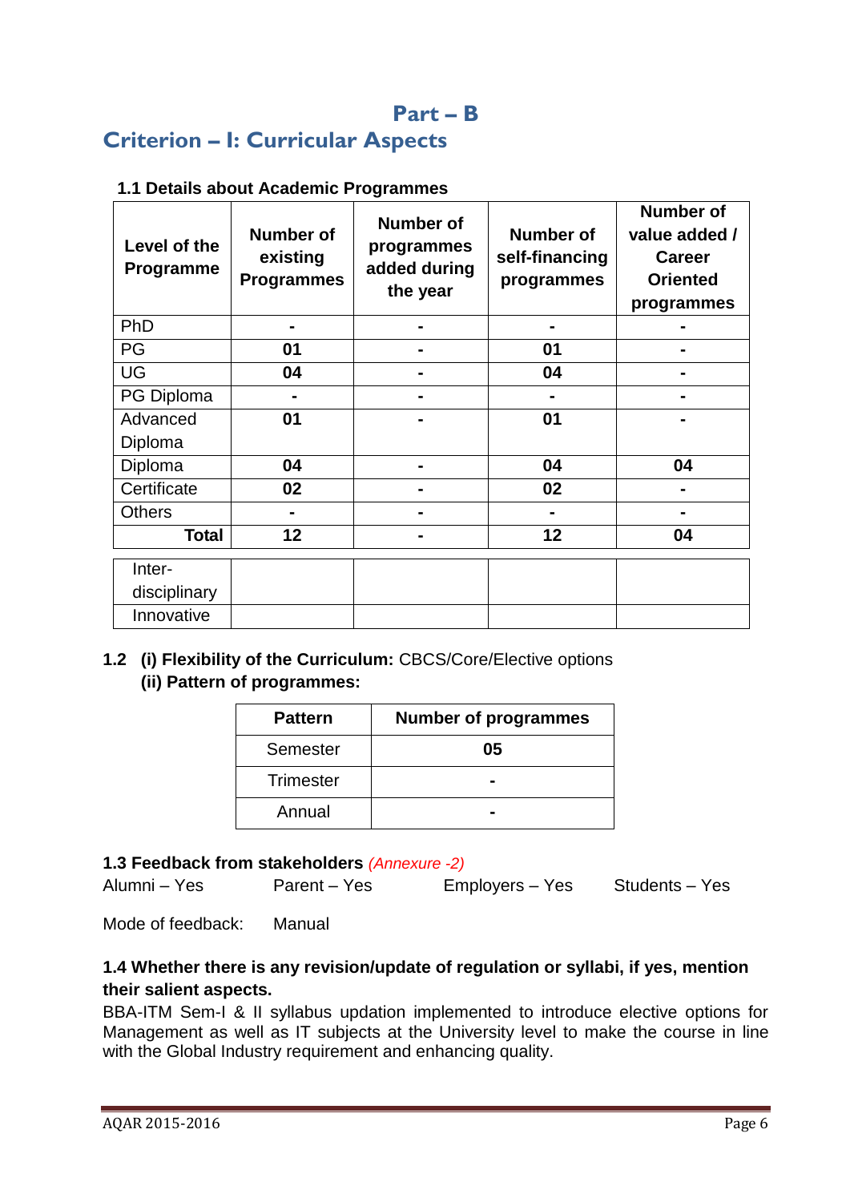# Part – B

## Criterion – I: Curricular Aspects

**1.1 Details about Academic Programmes**

| Level of the Programme | Number of existing Programmes | Number of programmes added during the year | Number of self-financing programmes | Number of value added / Career Oriented programmes |
|---|---|---|---|---|
| PhD | - | - | - | - |
| PG | 01 | - | 01 | - |
| UG | 04 | - | 04 | - |
| PG Diploma | - | - | - | - |
| Advanced Diploma | 01 | - | 01 | - |
| Diploma | 04 | - | 04 | 04 |
| Certificate | 02 | - | 02 | - |
| Others | - | - | - | - |
| **Total** | **12** | - | **12** | **04** |
| Inter-disciplinary | | | | |
| Innovative | | | | |

**1.2 (i) Flexibility of the Curriculum:** CBCS/Core/Elective options

**(ii) Pattern of programmes:**

| Pattern | Number of programmes |
|---|---|
| Semester | **05** |
| Trimester | - |
| Annual | - |

**1.3 Feedback from stakeholders** *(Annexure -2)*

Alumni – Yes Parent – Yes Employers – Yes Students – Yes

Mode of feedback: Manual

**1.4 Whether there is any revision/update of regulation or syllabi, if yes, mention their salient aspects.**

BBA-ITM Sem-I & II syllabus updation implemented to introduce elective options for Management as well as IT subjects at the University level to make the course in line with the Global Industry requirement and enhancing quality.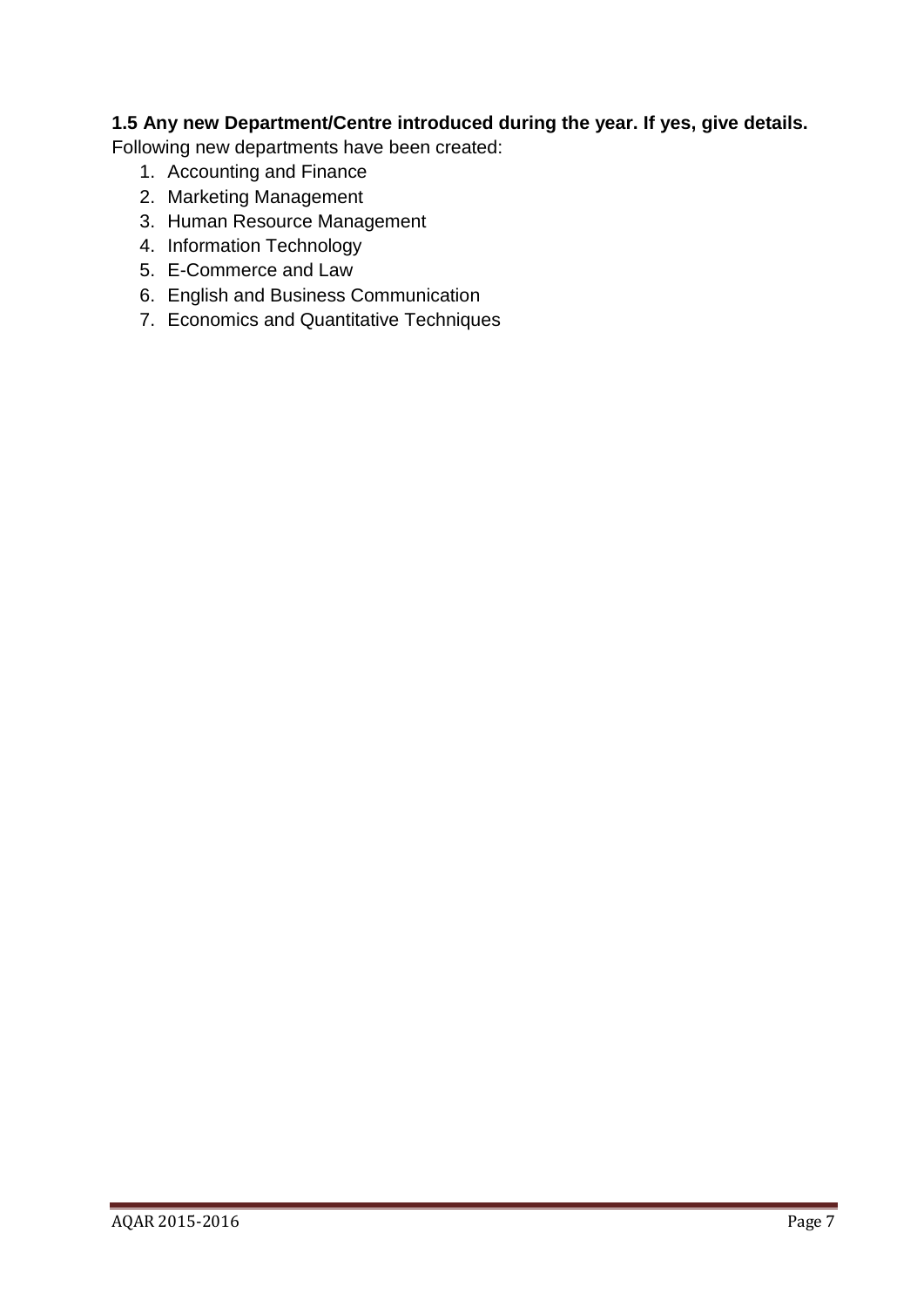**1.5 Any new Department/Centre introduced during the year. If yes, give details.**

Following new departments have been created:

1. Accounting and Finance
2. Marketing Management
3. Human Resource Management
4. Information Technology
5. E-Commerce and Law
6. English and Business Communication
7. Economics and Quantitative Techniques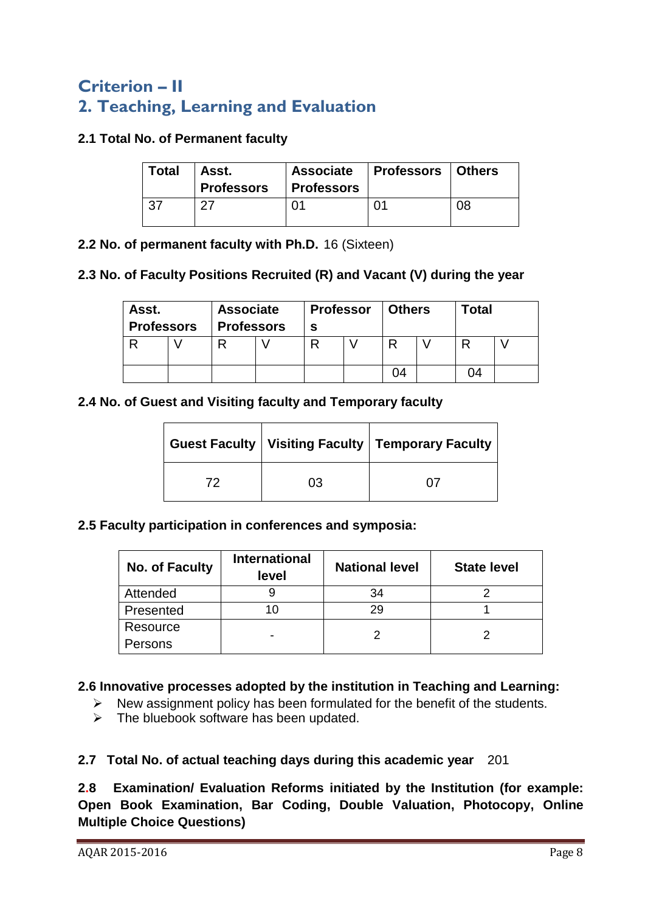# Criterion – II

# 2. Teaching, Learning and Evaluation

**2.1 Total No. of Permanent faculty**

| Total | Asst. Professors | Associate Professors | Professors | Others |
|---|---|---|---|---|
| 37 | 27 | 01 | 01 | 08 |

**2.2 No. of permanent faculty with Ph.D.** 16 (Sixteen)

**2.3 No. of Faculty Positions Recruited (R) and Vacant (V) during the year**

| Asst. Professors | | Associate Professors | | Professors | | Others | | Total | |
|---|---|---|---|---|---|---|---|---|---|
| R | V | R | V | R | V | R | V | R | V |
| | | | | | | 04 | | 04 | |

**2.4 No. of Guest and Visiting faculty and Temporary faculty**

| Guest Faculty | Visiting Faculty | Temporary Faculty |
|---|---|---|
| 72 | 03 | 07 |

**2.5 Faculty participation in conferences and symposia:**

| No. of Faculty | International level | National level | State level |
|---|---|---|---|
| Attended | 9 | 34 | 2 |
| Presented | 10 | 29 | 1 |
| Resource Persons | - | 2 | 2 |

**2.6 Innovative processes adopted by the institution in Teaching and Learning:**

- New assignment policy has been formulated for the benefit of the students.
- The bluebook software has been updated.

**2.7 Total No. of actual teaching days during this academic year** 201

**2.8 Examination/ Evaluation Reforms initiated by the Institution (for example: Open Book Examination, Bar Coding, Double Valuation, Photocopy, Online Multiple Choice Questions)**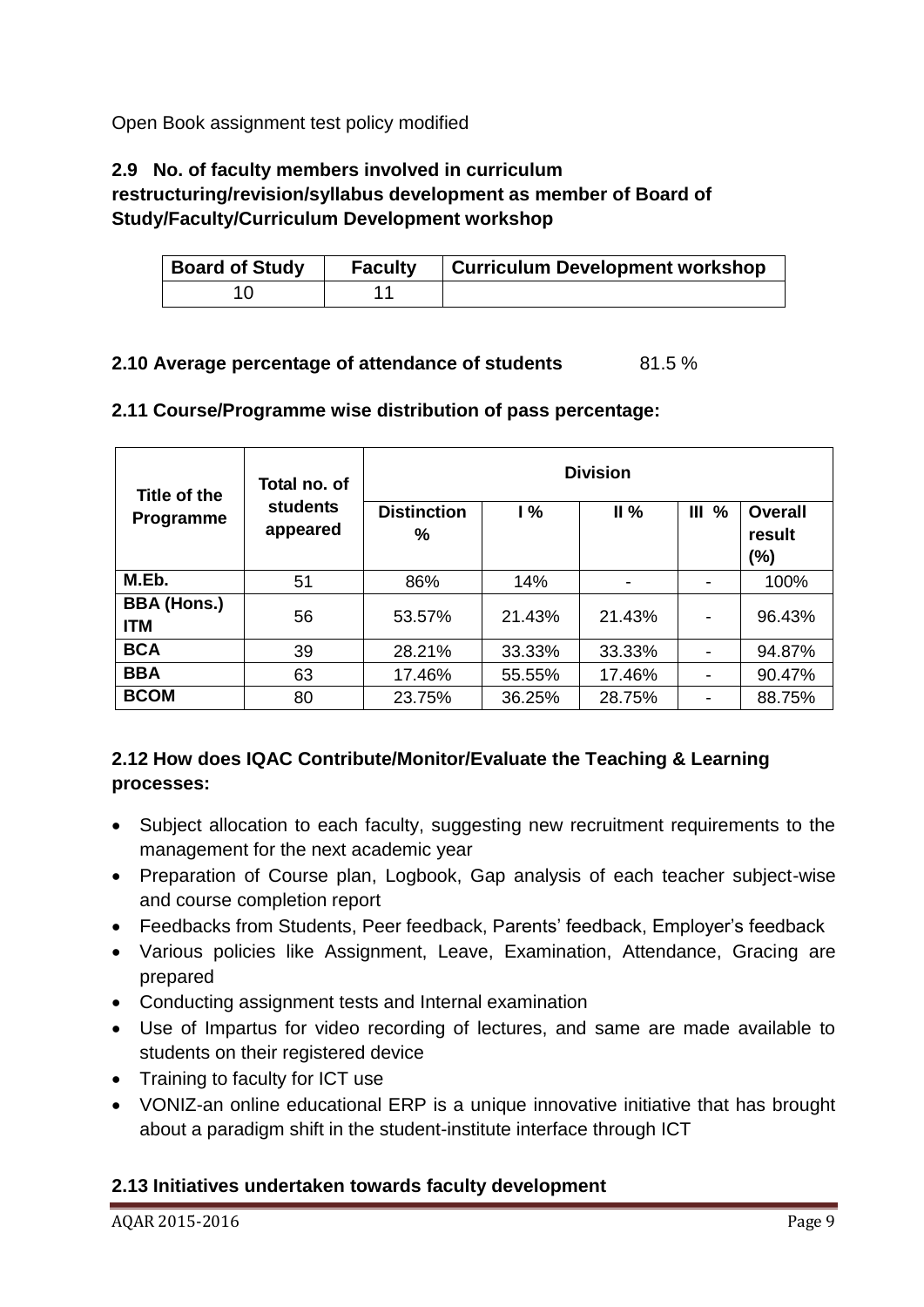Open Book assignment test policy modified

### 2.9 No. of faculty members involved in curriculum restructuring/revision/syllabus development as member of Board of Study/Faculty/Curriculum Development workshop

| Board of Study | Faculty | Curriculum Development workshop |
|---|---|---|
| 10 | 11 | |

### 2.10 Average percentage of attendance of students 81.5 %

### 2.11 Course/Programme wise distribution of pass percentage:

| Title of the Programme | Total no. of students appeared | Division | | | | |
|---|---|---|---|---|---|---|
| | | Distinction % | I % | II % | III % | Overall result (%) |
| **M.Eb.** | 51 | 86% | 14% | - | - | 100% |
| **BBA (Hons.) ITM** | 56 | 53.57% | 21.43% | 21.43% | - | 96.43% |
| **BCA** | 39 | 28.21% | 33.33% | 33.33% | - | 94.87% |
| **BBA** | 63 | 17.46% | 55.55% | 17.46% | - | 90.47% |
| **BCOM** | 80 | 23.75% | 36.25% | 28.75% | - | 88.75% |

### 2.12 How does IQAC Contribute/Monitor/Evaluate the Teaching & Learning processes:

- Subject allocation to each faculty, suggesting new recruitment requirements to the management for the next academic year
- Preparation of Course plan, Logbook, Gap analysis of each teacher subject-wise and course completion report
- Feedbacks from Students, Peer feedback, Parents' feedback, Employer's feedback
- Various policies like Assignment, Leave, Examination, Attendance, Gracing are prepared
- Conducting assignment tests and Internal examination
- Use of Impartus for video recording of lectures, and same are made available to students on their registered device
- Training to faculty for ICT use
- VONIZ-an online educational ERP is a unique innovative initiative that has brought about a paradigm shift in the student-institute interface through ICT

### 2.13 Initiatives undertaken towards faculty development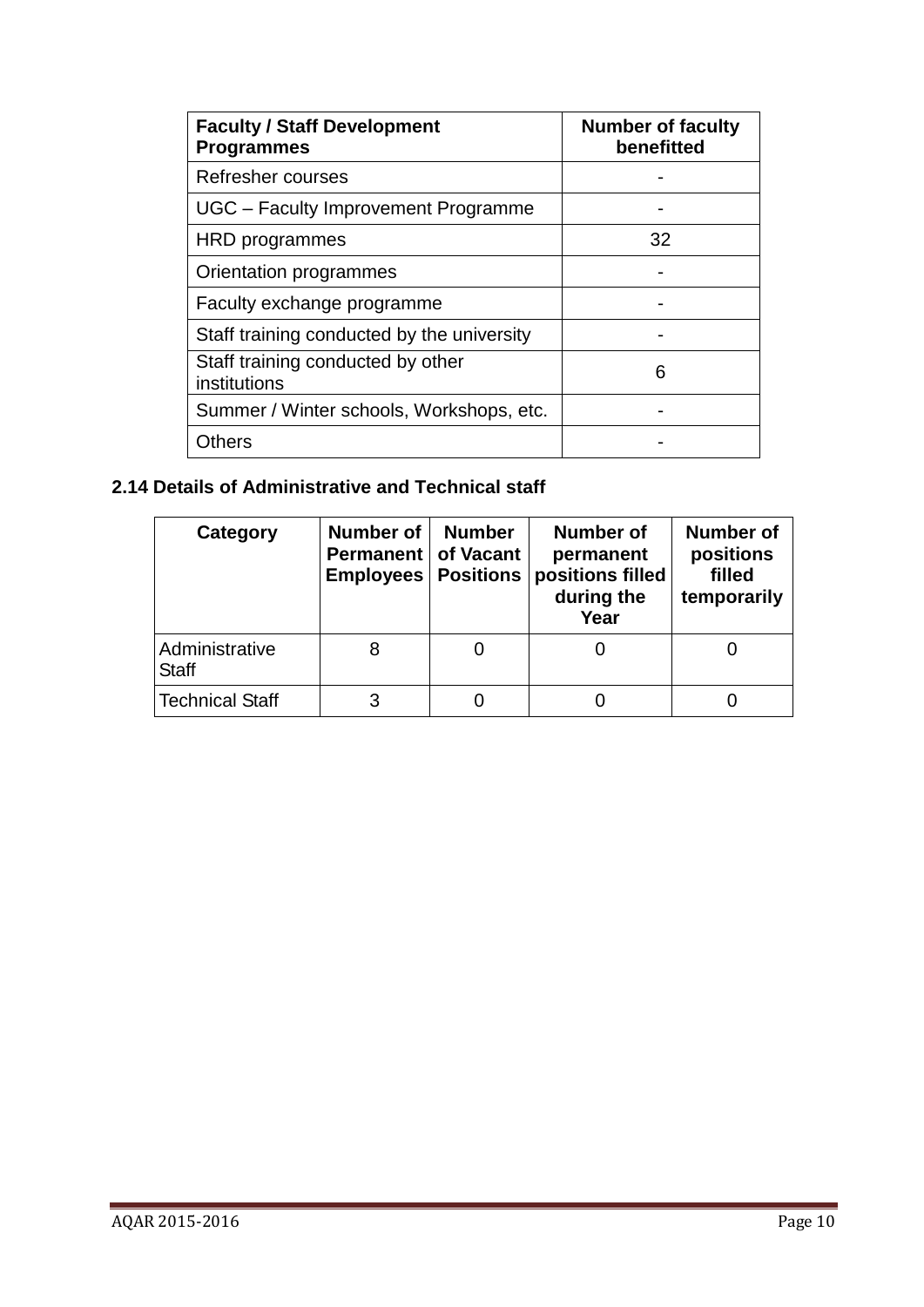| Faculty / Staff Development Programmes | Number of faculty benefitted |
| --- | --- |
| Refresher courses | - |
| UGC – Faculty Improvement Programme | - |
| HRD programmes | 32 |
| Orientation programmes | - |
| Faculty exchange programme | - |
| Staff training conducted by the university | - |
| Staff training conducted by other institutions | 6 |
| Summer / Winter schools, Workshops, etc. | - |
| Others | - |

**2.14 Details of Administrative and Technical staff**

| Category | Number of Permanent Employees | Number of Vacant Positions | Number of permanent positions filled during the Year | Number of positions filled temporarily |
| --- | --- | --- | --- | --- |
| Administrative Staff | 8 | 0 | 0 | 0 |
| Technical Staff | 3 | 0 | 0 | 0 |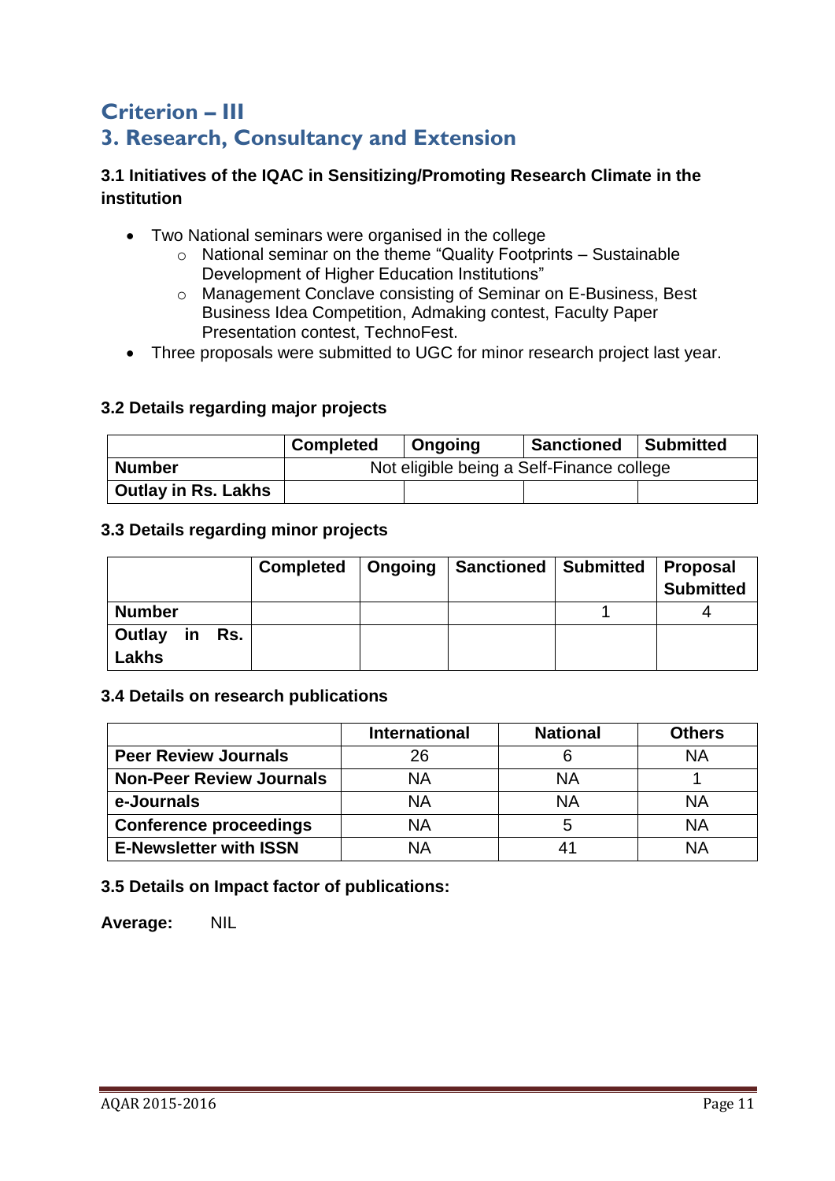# Criterion – III

## 3. Research, Consultancy and Extension

### 3.1 Initiatives of the IQAC in Sensitizing/Promoting Research Climate in the institution

- Two National seminars were organised in the college
  - National seminar on the theme “Quality Footprints – Sustainable Development of Higher Education Institutions”
  - Management Conclave consisting of Seminar on E-Business, Best Business Idea Competition, Admaking contest, Faculty Paper Presentation contest, TechnoFest.
- Three proposals were submitted to UGC for minor research project last year.

### 3.2 Details regarding major projects

| | Completed | Ongoing | Sanctioned | Submitted |
|---|---|---|---|---|
| **Number** | Not eligible being a Self-Finance college | | | |
| **Outlay in Rs. Lakhs** | | | | |

### 3.3 Details regarding minor projects

| | Completed | Ongoing | Sanctioned | Submitted | Proposal Submitted |
|---|---|---|---|---|---|
| **Number** | | | | 1 | 4 |
| **Outlay in Rs. Lakhs** | | | | | |

### 3.4 Details on research publications

| | International | National | Others |
|---|---|---|---|
| **Peer Review Journals** | 26 | 6 | NA |
| **Non-Peer Review Journals** | NA | NA | 1 |
| **e-Journals** | NA | NA | NA |
| **Conference proceedings** | NA | 5 | NA |
| **E-Newsletter with ISSN** | NA | 41 | NA |

### 3.5 Details on Impact factor of publications:

**Average:** NIL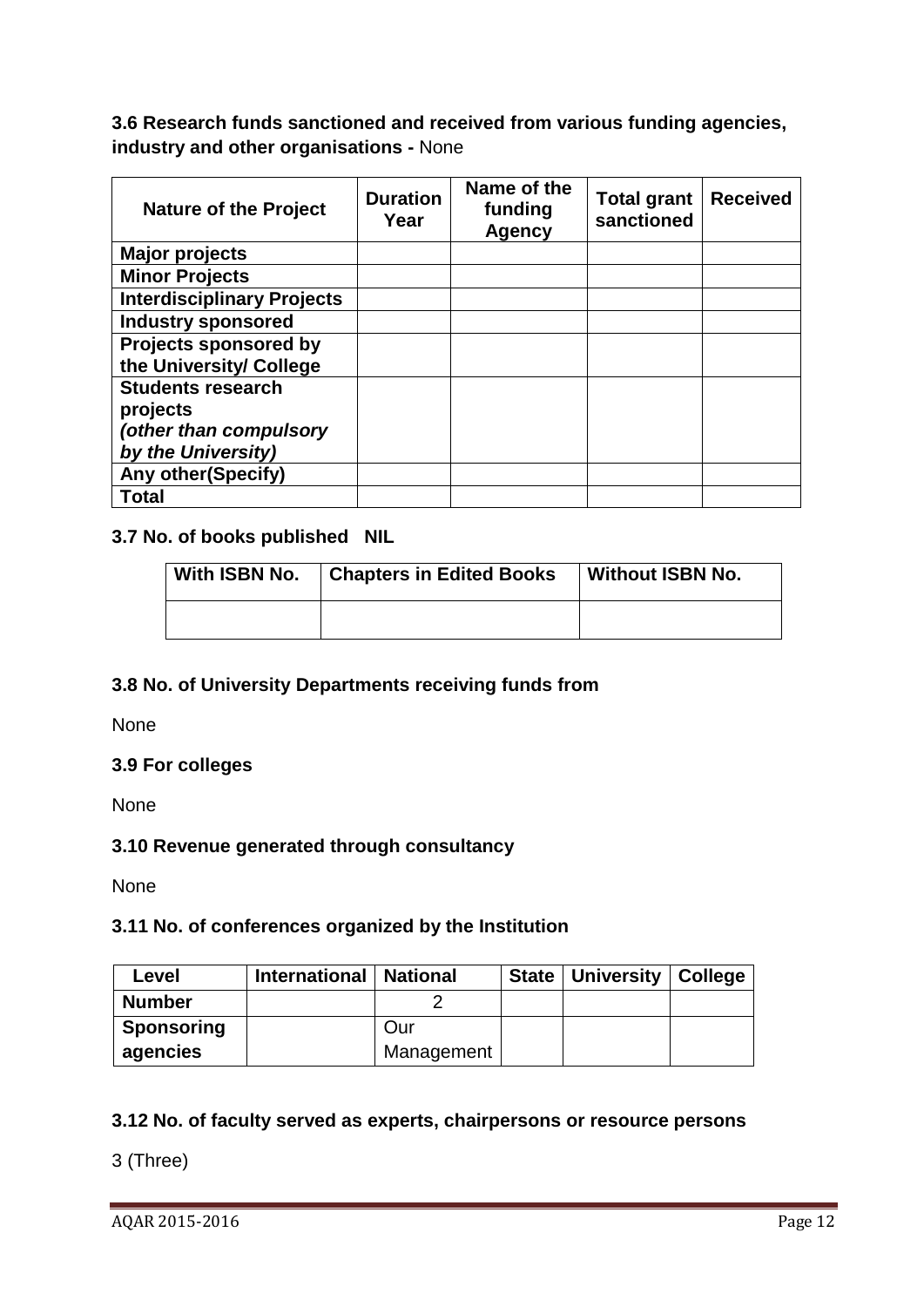**3.6 Research funds sanctioned and received from various funding agencies, industry and other organisations -** None

| Nature of the Project | Duration Year | Name of the funding Agency | Total grant sanctioned | Received |
|---|---|---|---|---|
| **Major projects** | | | | |
| **Minor Projects** | | | | |
| **Interdisciplinary Projects** | | | | |
| **Industry sponsored** | | | | |
| **Projects sponsored by the University/ College** | | | | |
| **Students research projects *(other than compulsory by the University)*** | | | | |
| **Any other(Specify)** | | | | |
| **Total** | | | | |

**3.7 No. of books published NIL**

| With ISBN No. | Chapters in Edited Books | Without ISBN No. |
|---|---|---|
| | | |

**3.8 No. of University Departments receiving funds from**

None

**3.9 For colleges**

None

**3.10 Revenue generated through consultancy**

None

**3.11 No. of conferences organized by the Institution**

| Level | International | National | State | University | College |
|---|---|---|---|---|---|
| **Number** | | 2 | | | |
| **Sponsoring agencies** | | Our Management | | | |

**3.12 No. of faculty served as experts, chairpersons or resource persons**

3 (Three)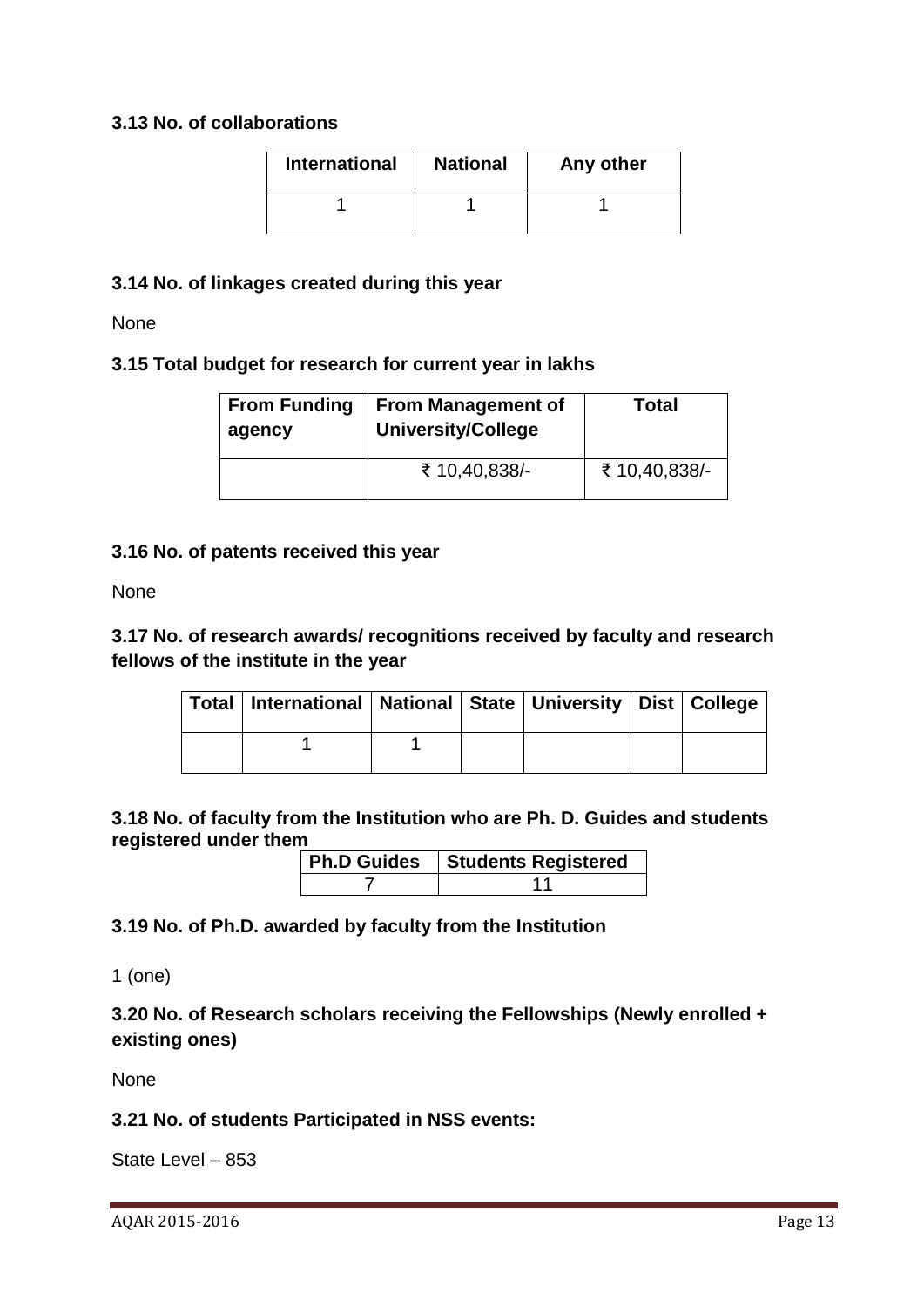### 3.13 No. of collaborations

| International | National | Any other |
|---|---|---|
| 1 | 1 | 1 |

### 3.14 No. of linkages created during this year

None

### 3.15 Total budget for research for current year in lakhs

| From Funding agency | From Management of University/College | Total |
|---|---|---|
| | ₹ 10,40,838/- | ₹ 10,40,838/- |

### 3.16 No. of patents received this year

None

### 3.17 No. of research awards/ recognitions received by faculty and research fellows of the institute in the year

| Total | International | National | State | University | Dist | College |
|---|---|---|---|---|---|---|
| | 1 | 1 | | | | |

### 3.18 No. of faculty from the Institution who are Ph. D. Guides and students registered under them

| Ph.D Guides | Students Registered |
|---|---|
| 7 | 11 |

### 3.19 No. of Ph.D. awarded by faculty from the Institution

1 (one)

### 3.20 No. of Research scholars receiving the Fellowships (Newly enrolled + existing ones)

None

### 3.21 No. of students Participated in NSS events:

State Level – 853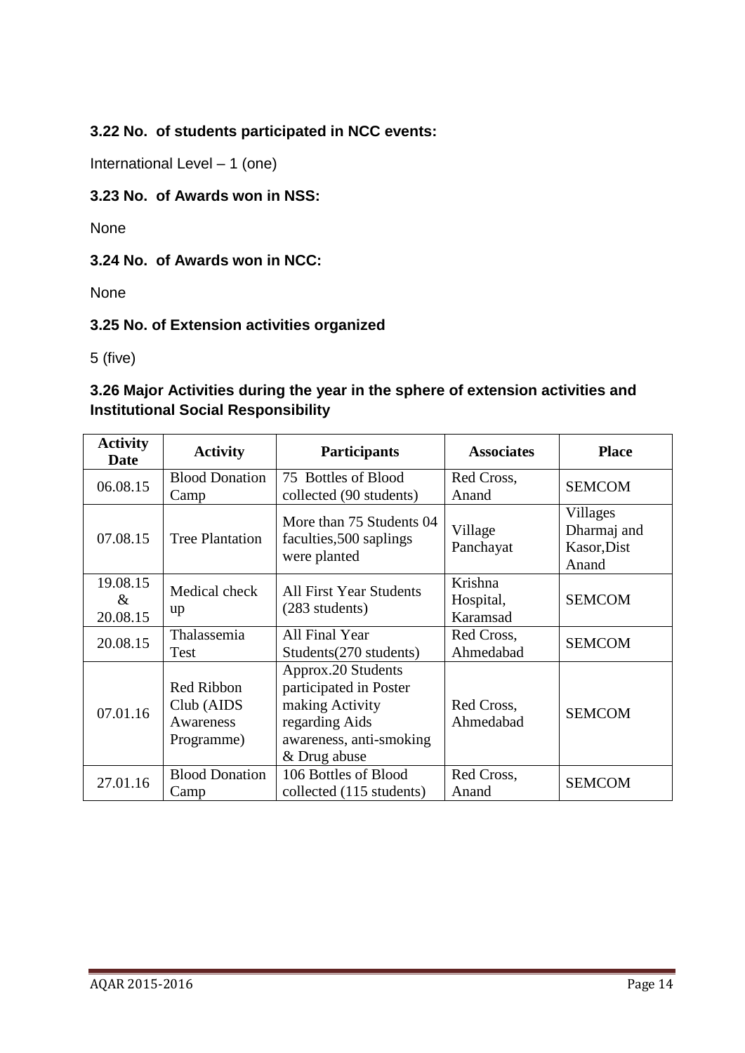### 3.22 No. of students participated in NCC events:

International Level – 1 (one)

### 3.23 No. of Awards won in NSS:

None

### 3.24 No. of Awards won in NCC:

None

### 3.25 No. of Extension activities organized

5 (five)

### 3.26 Major Activities during the year in the sphere of extension activities and Institutional Social Responsibility

| Activity Date | Activity | Participants | Associates | Place |
|---|---|---|---|---|
| 06.08.15 | Blood Donation Camp | 75 Bottles of Blood collected (90 students) | Red Cross, Anand | SEMCOM |
| 07.08.15 | Tree Plantation | More than 75 Students 04 faculties,500 saplings were planted | Village Panchayat | Villages Dharmaj and Kasor,Dist Anand |
| 19.08.15 & 20.08.15 | Medical check up | All First Year Students (283 students) | Krishna Hospital, Karamsad | SEMCOM |
| 20.08.15 | Thalassemia Test | All Final Year Students(270 students) | Red Cross, Ahmedabad | SEMCOM |
| 07.01.16 | Red Ribbon Club (AIDS Awareness Programme) | Approx.20 Students participated in Poster making Activity regarding Aids awareness, anti-smoking & Drug abuse | Red Cross, Ahmedabad | SEMCOM |
| 27.01.16 | Blood Donation Camp | 106 Bottles of Blood collected (115 students) | Red Cross, Anand | SEMCOM |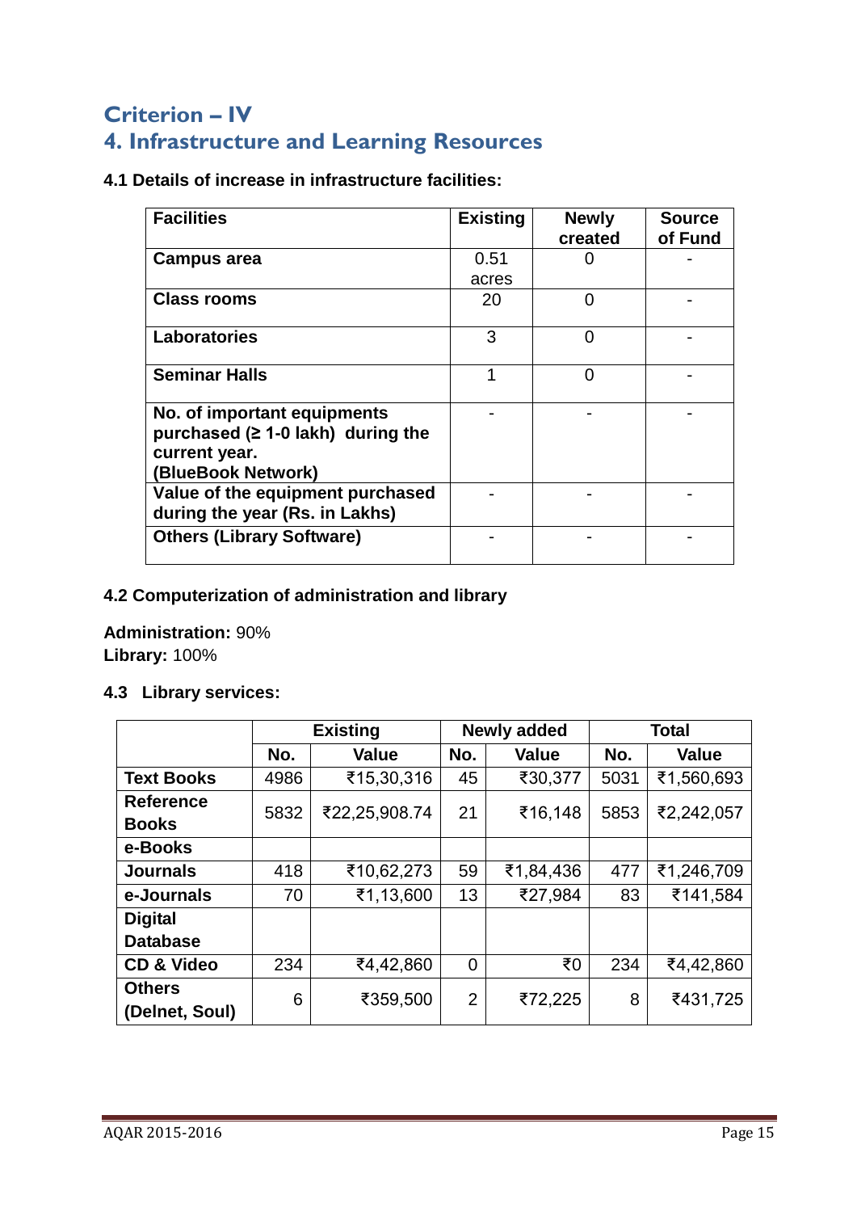# Criterion – IV

# 4. Infrastructure and Learning Resources

### 4.1 Details of increase in infrastructure facilities:

| Facilities | Existing | Newly created | Source of Fund |
|---|---|---|---|
| **Campus area** | 0.51 acres | 0 | - |
| **Class rooms** | 20 | 0 | - |
| **Laboratories** | 3 | 0 | - |
| **Seminar Halls** | 1 | 0 | - |
| **No. of important equipments purchased (≥ 1-0 lakh) during the current year. (BlueBook Network)** | - | - | - |
| **Value of the equipment purchased during the year (Rs. in Lakhs)** | - | - | - |
| **Others (Library Software)** | - | - | - |

### 4.2 Computerization of administration and library

**Administration:** 90%
**Library:** 100%

### 4.3 Library services:

| | Existing | | Newly added | | Total | |
|---|---|---|---|---|---|---|
| | No. | Value | No. | Value | No. | Value |
| **Text Books** | 4986 | ₹15,30,316 | 45 | ₹30,377 | 5031 | ₹1,560,693 |
| **Reference Books** | 5832 | ₹22,25,908.74 | 21 | ₹16,148 | 5853 | ₹2,242,057 |
| **e-Books** | | | | | | |
| **Journals** | 418 | ₹10,62,273 | 59 | ₹1,84,436 | 477 | ₹1,246,709 |
| **e-Journals** | 70 | ₹1,13,600 | 13 | ₹27,984 | 83 | ₹141,584 |
| **Digital Database** | | | | | | |
| **CD & Video** | 234 | ₹4,42,860 | 0 | ₹0 | 234 | ₹4,42,860 |
| **Others (Delnet, Soul)** | 6 | ₹359,500 | 2 | ₹72,225 | 8 | ₹431,725 |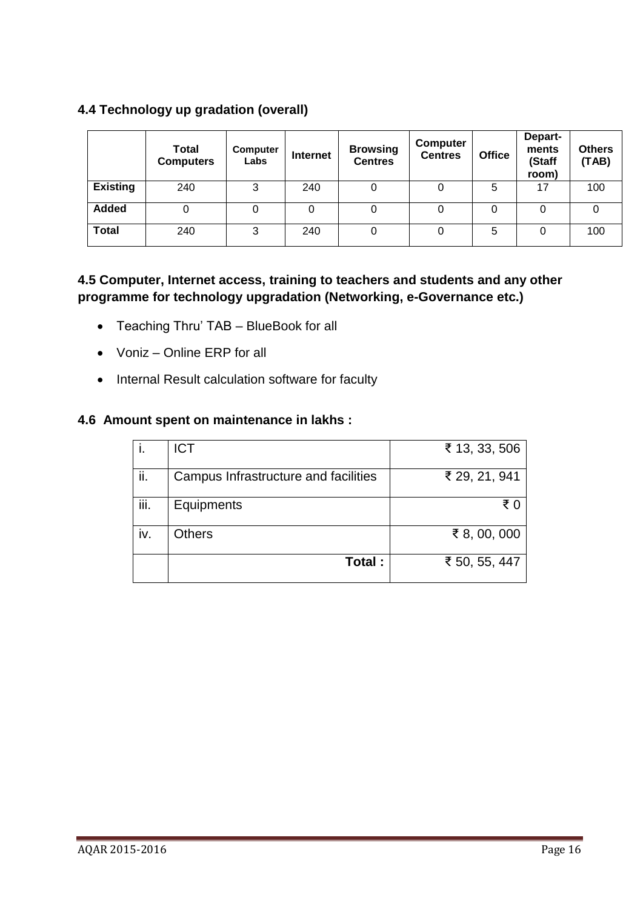### 4.4 Technology up gradation (overall)

| | Total Computers | Computer Labs | Internet | Browsing Centres | Computer Centres | Office | Depart-ments (Staff room) | Others (TAB) |
|---|---|---|---|---|---|---|---|---|
| **Existing** | 240 | 3 | 240 | 0 | 0 | 5 | 17 | 100 |
| **Added** | 0 | 0 | 0 | 0 | 0 | 0 | 0 | 0 |
| **Total** | 240 | 3 | 240 | 0 | 0 | 5 | 0 | 100 |

### 4.5 Computer, Internet access, training to teachers and students and any other programme for technology upgradation (Networking, e-Governance etc.)

- Teaching Thru' TAB – BlueBook for all
- Voniz – Online ERP for all
- Internal Result calculation software for faculty

### 4.6 Amount spent on maintenance in lakhs :

| | | |
|---|---|---|
| i. | ICT | ₹ 13, 33, 506 |
| ii. | Campus Infrastructure and facilities | ₹ 29, 21, 941 |
| iii. | Equipments | ₹ 0 |
| iv. | Others | ₹ 8, 00, 000 |
| | **Total :** | ₹ 50, 55, 447 |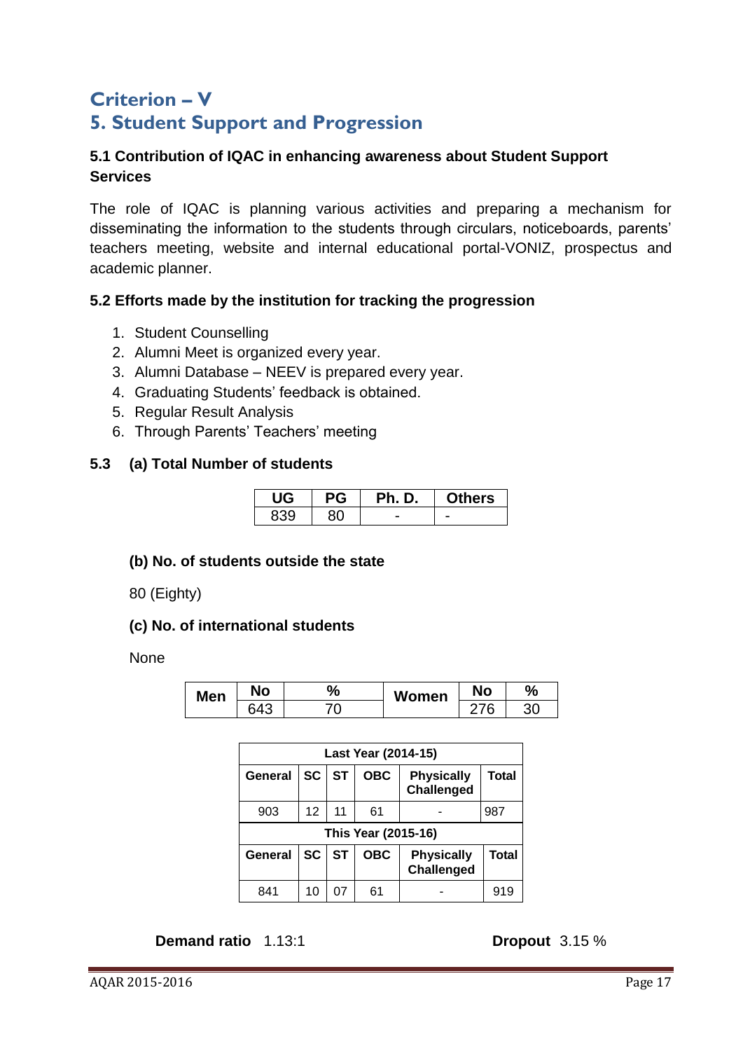# Criterion – V
# 5. Student Support and Progression

**5.1 Contribution of IQAC in enhancing awareness about Student Support Services**

The role of IQAC is planning various activities and preparing a mechanism for disseminating the information to the students through circulars, noticeboards, parents' teachers meeting, website and internal educational portal-VONIZ, prospectus and academic planner.

**5.2 Efforts made by the institution for tracking the progression**

1. Student Counselling
2. Alumni Meet is organized every year.
3. Alumni Database – NEEV is prepared every year.
4. Graduating Students' feedback is obtained.
5. Regular Result Analysis
6. Through Parents' Teachers' meeting

**5.3 (a) Total Number of students**

| UG | PG | Ph. D. | Others |
|---|---|---|---|
| 839 | 80 | - | - |

**(b) No. of students outside the state**

80 (Eighty)

**(c) No. of international students**

None

| Men | No | % | Women | No | % |
|---|---|---|---|---|---|
| | 643 | 70 | | 276 | 30 |

| Last Year (2014-15) | | | | | |
|---|---|---|---|---|---|
| **General** | **SC** | **ST** | **OBC** | **Physically Challenged** | **Total** |
| 903 | 12 | 11 | 61 | - | 987 |
| **This Year (2015-16)** | | | | | |
| **General** | **SC** | **ST** | **OBC** | **Physically Challenged** | **Total** |
| 841 | 10 | 07 | 61 | - | 919 |

**Demand ratio** 1.13:1 **Dropout** 3.15 %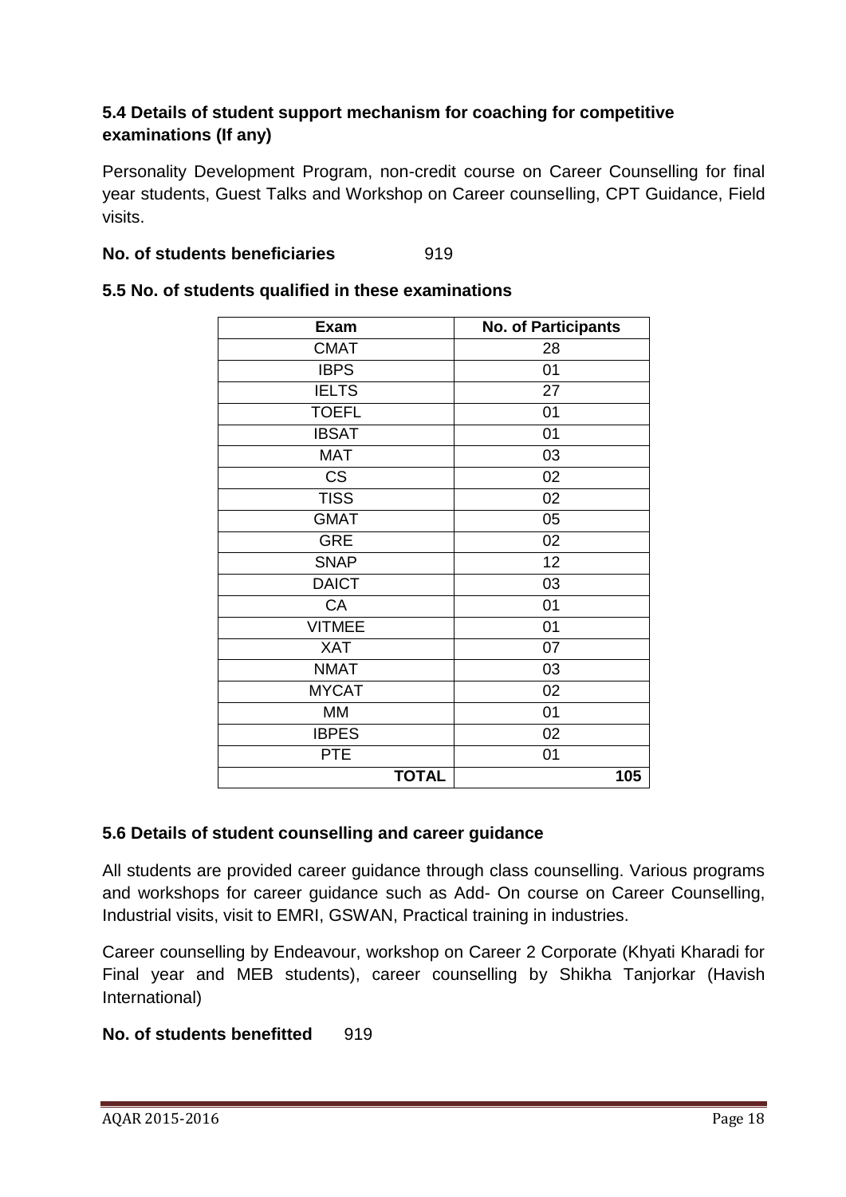### 5.4 Details of student support mechanism for coaching for competitive examinations (If any)

Personality Development Program, non-credit course on Career Counselling for final year students, Guest Talks and Workshop on Career counselling, CPT Guidance, Field visits.

**No. of students beneficiaries** 919

### 5.5 No. of students qualified in these examinations

| Exam | No. of Participants |
|---|---|
| CMAT | 28 |
| IBPS | 01 |
| IELTS | 27 |
| TOEFL | 01 |
| IBSAT | 01 |
| MAT | 03 |
| CS | 02 |
| TISS | 02 |
| GMAT | 05 |
| GRE | 02 |
| SNAP | 12 |
| DAICT | 03 |
| CA | 01 |
| VITMEE | 01 |
| XAT | 07 |
| NMAT | 03 |
| MYCAT | 02 |
| MM | 01 |
| IBPES | 02 |
| PTE | 01 |
| **TOTAL** | **105** |

### 5.6 Details of student counselling and career guidance

All students are provided career guidance through class counselling. Various programs and workshops for career guidance such as Add- On course on Career Counselling, Industrial visits, visit to EMRI, GSWAN, Practical training in industries.

Career counselling by Endeavour, workshop on Career 2 Corporate (Khyati Kharadi for Final year and MEB students), career counselling by Shikha Tanjorkar (Havish International)

**No. of students benefitted** 919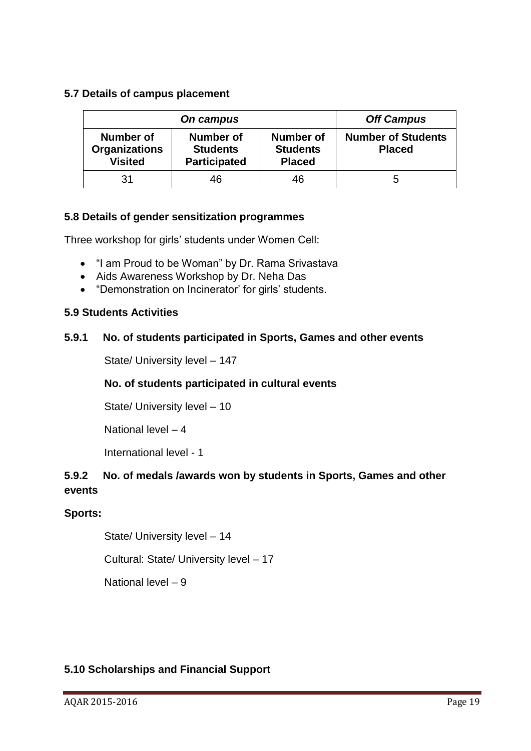### 5.7 Details of campus placement

| *On campus* | | | *Off Campus* |
|---|---|---|---|
| **Number of Organizations Visited** | **Number of Students Participated** | **Number of Students Placed** | **Number of Students Placed** |
| 31 | 46 | 46 | 5 |

### 5.8 Details of gender sensitization programmes

Three workshop for girls' students under Women Cell:

- "I am Proud to be Woman" by Dr. Rama Srivastava
- Aids Awareness Workshop by Dr. Neha Das
- "Demonstration on Incinerator' for girls' students.

### 5.9 Students Activities

#### 5.9.1 No. of students participated in Sports, Games and other events

State/ University level – 147

**No. of students participated in cultural events**

State/ University level – 10

National level – 4

International level - 1

#### 5.9.2 No. of medals /awards won by students in Sports, Games and other events

**Sports:**

State/ University level – 14

Cultural: State/ University level – 17

National level – 9

### 5.10 Scholarships and Financial Support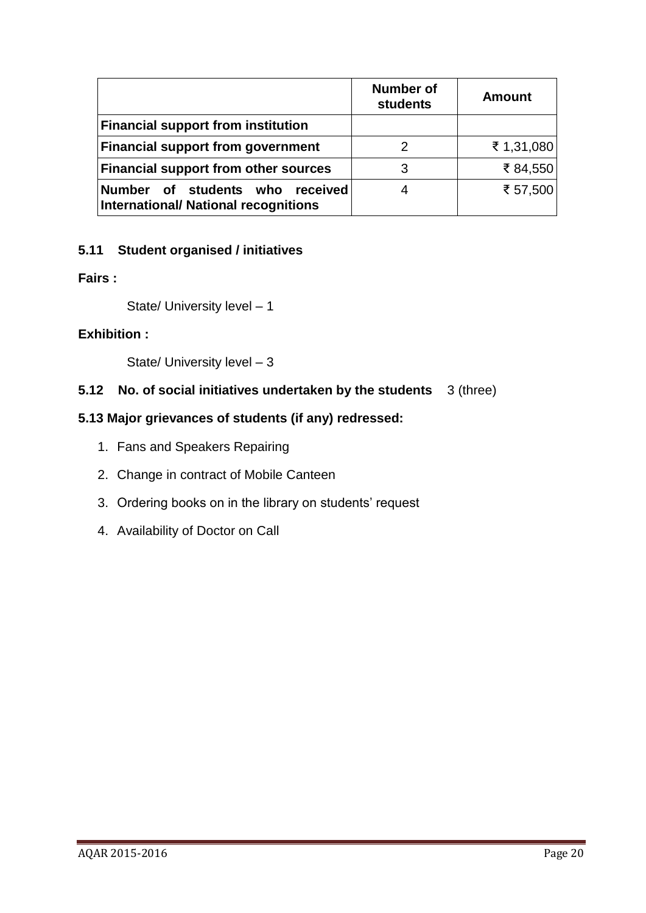| | Number of students | Amount |
|---|---|---|
| **Financial support from institution** | | |
| **Financial support from government** | 2 | ₹ 1,31,080 |
| **Financial support from other sources** | 3 | ₹ 84,550 |
| **Number of students who received International/ National recognitions** | 4 | ₹ 57,500 |

**5.11 Student organised / initiatives**

**Fairs :**

State/ University level – 1

**Exhibition :**

State/ University level – 3

**5.12 No. of social initiatives undertaken by the students** 3 (three)

**5.13 Major grievances of students (if any) redressed:**

1. Fans and Speakers Repairing
2. Change in contract of Mobile Canteen
3. Ordering books on in the library on students' request
4. Availability of Doctor on Call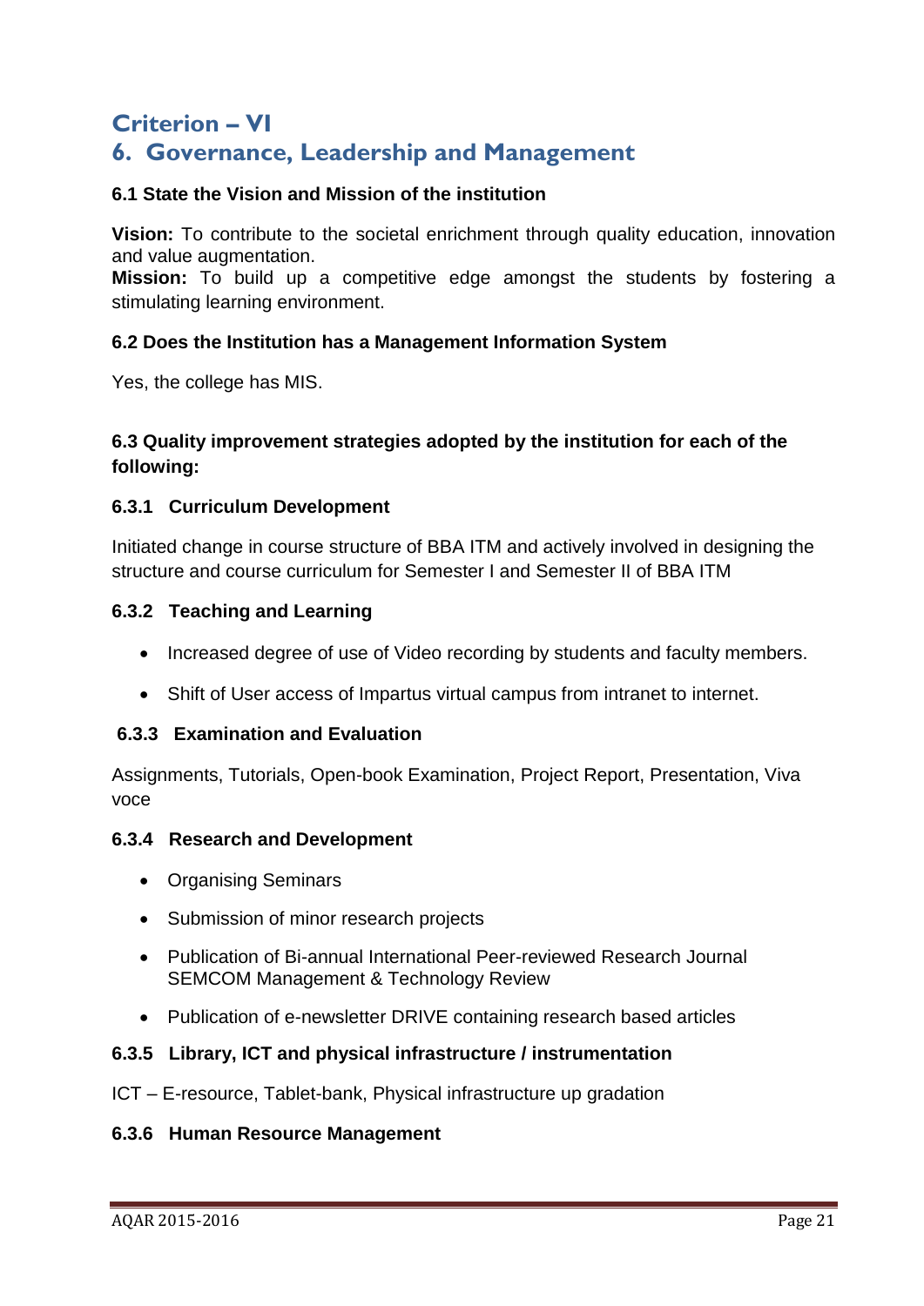# Criterion – VI

# 6. Governance, Leadership and Management

### 6.1 State the Vision and Mission of the institution

**Vision:** To contribute to the societal enrichment through quality education, innovation and value augmentation.
**Mission:** To build up a competitive edge amongst the students by fostering a stimulating learning environment.

### 6.2 Does the Institution has a Management Information System

Yes, the college has MIS.

### 6.3 Quality improvement strategies adopted by the institution for each of the following:

#### 6.3.1 Curriculum Development

Initiated change in course structure of BBA ITM and actively involved in designing the structure and course curriculum for Semester I and Semester II of BBA ITM

#### 6.3.2 Teaching and Learning

- Increased degree of use of Video recording by students and faculty members.
- Shift of User access of Impartus virtual campus from intranet to internet.

#### 6.3.3 Examination and Evaluation

Assignments, Tutorials, Open-book Examination, Project Report, Presentation, Viva voce

#### 6.3.4 Research and Development

- Organising Seminars
- Submission of minor research projects
- Publication of Bi-annual International Peer-reviewed Research Journal SEMCOM Management & Technology Review
- Publication of e-newsletter DRIVE containing research based articles

#### 6.3.5 Library, ICT and physical infrastructure / instrumentation

ICT – E-resource, Tablet-bank, Physical infrastructure up gradation

#### 6.3.6 Human Resource Management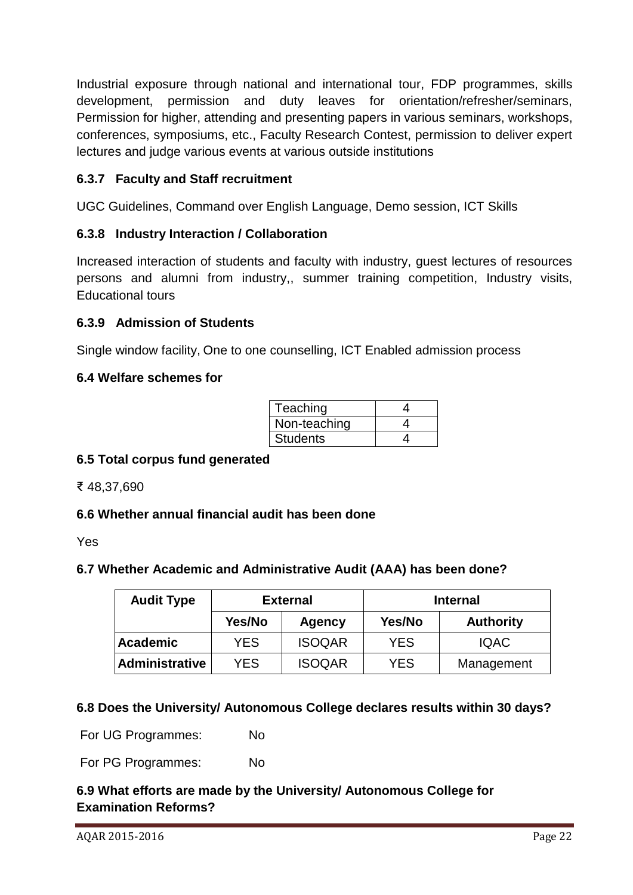Industrial exposure through national and international tour, FDP programmes, skills development, permission and duty leaves for orientation/refresher/seminars, Permission for higher, attending and presenting papers in various seminars, workshops, conferences, symposiums, etc., Faculty Research Contest, permission to deliver expert lectures and judge various events at various outside institutions

### 6.3.7 Faculty and Staff recruitment

UGC Guidelines, Command over English Language, Demo session, ICT Skills

### 6.3.8 Industry Interaction / Collaboration

Increased interaction of students and faculty with industry, guest lectures of resources persons and alumni from industry,, summer training competition, Industry visits, Educational tours

### 6.3.9 Admission of Students

Single window facility, One to one counselling, ICT Enabled admission process

### 6.4 Welfare schemes for

| Teaching | 4 |
|---|---|
| Non-teaching | 4 |
| Students | 4 |

### 6.5 Total corpus fund generated

₹ 48,37,690

### 6.6 Whether annual financial audit has been done

Yes

### 6.7 Whether Academic and Administrative Audit (AAA) has been done?

| Audit Type | External | | Internal | |
|---|---|---|---|---|
| | Yes/No | Agency | Yes/No | Authority |
| Academic | YES | ISOQAR | YES | IQAC |
| Administrative | YES | ISOQAR | YES | Management |

### 6.8 Does the University/ Autonomous College declares results within 30 days?

For UG Programmes: No

For PG Programmes: No

### 6.9 What efforts are made by the University/ Autonomous College for Examination Reforms?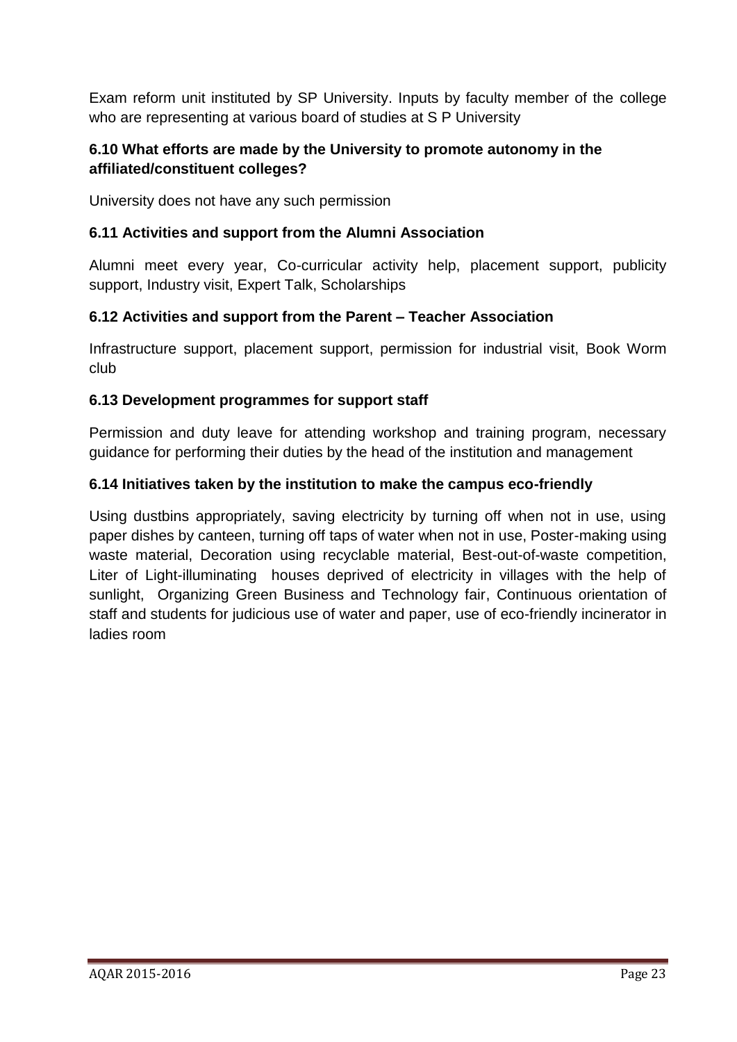Exam reform unit instituted by SP University. Inputs by faculty member of the college who are representing at various board of studies at S P University

**6.10 What efforts are made by the University to promote autonomy in the affiliated/constituent colleges?**

University does not have any such permission

**6.11 Activities and support from the Alumni Association**

Alumni meet every year, Co-curricular activity help, placement support, publicity support, Industry visit, Expert Talk, Scholarships

**6.12 Activities and support from the Parent – Teacher Association**

Infrastructure support, placement support, permission for industrial visit, Book Worm club

**6.13 Development programmes for support staff**

Permission and duty leave for attending workshop and training program, necessary guidance for performing their duties by the head of the institution and management

**6.14 Initiatives taken by the institution to make the campus eco-friendly**

Using dustbins appropriately, saving electricity by turning off when not in use, using paper dishes by canteen, turning off taps of water when not in use, Poster-making using waste material, Decoration using recyclable material, Best-out-of-waste competition, Liter of Light-illuminating houses deprived of electricity in villages with the help of sunlight, Organizing Green Business and Technology fair, Continuous orientation of staff and students for judicious use of water and paper, use of eco-friendly incinerator in ladies room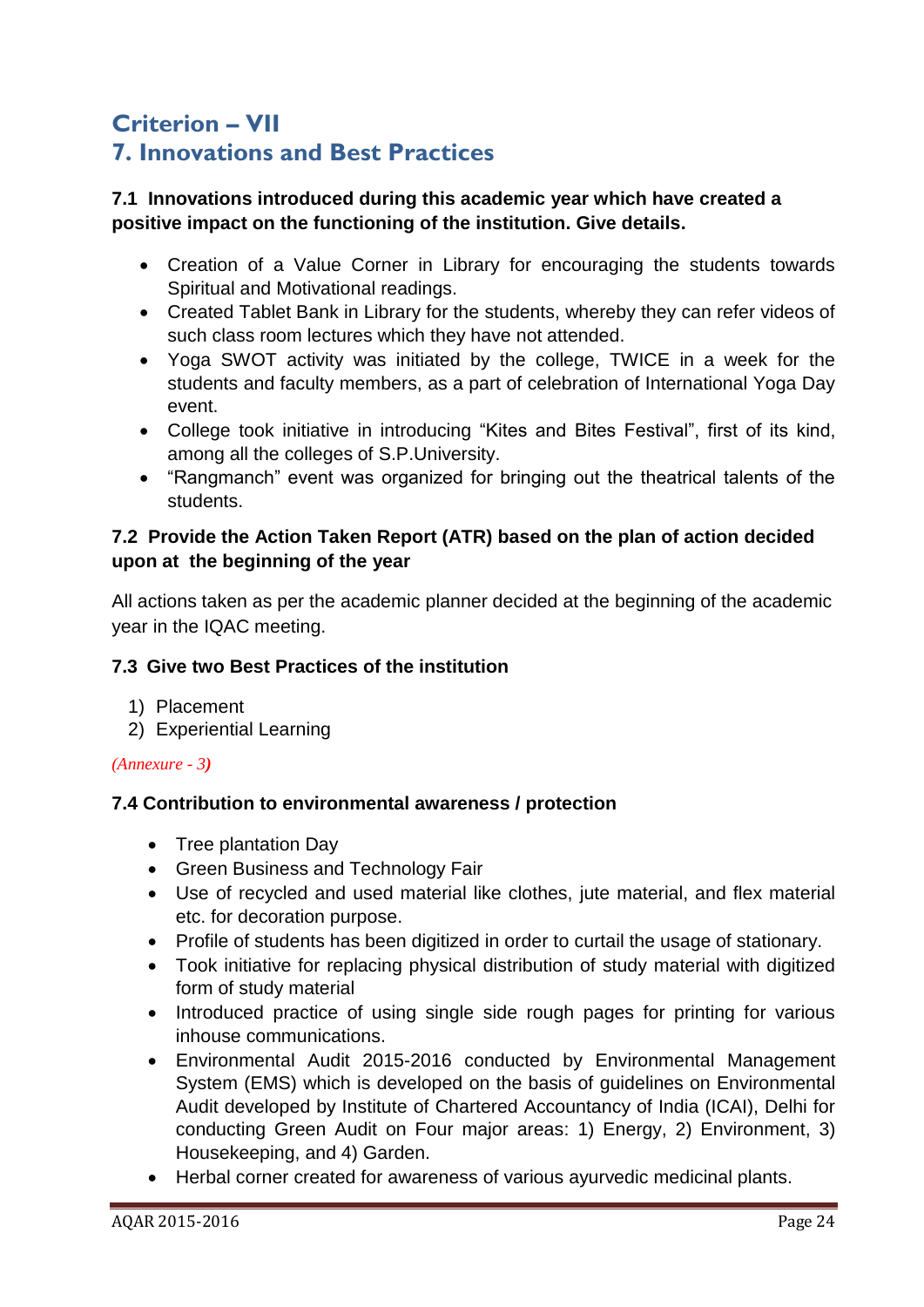# Criterion – VII

# 7. Innovations and Best Practices

**7.1 Innovations introduced during this academic year which have created a positive impact on the functioning of the institution. Give details.**

- Creation of a Value Corner in Library for encouraging the students towards Spiritual and Motivational readings.
- Created Tablet Bank in Library for the students, whereby they can refer videos of such class room lectures which they have not attended.
- Yoga SWOT activity was initiated by the college, TWICE in a week for the students and faculty members, as a part of celebration of International Yoga Day event.
- College took initiative in introducing "Kites and Bites Festival", first of its kind, among all the colleges of S.P.University.
- "Rangmanch" event was organized for bringing out the theatrical talents of the students.

**7.2 Provide the Action Taken Report (ATR) based on the plan of action decided upon at the beginning of the year**

All actions taken as per the academic planner decided at the beginning of the academic year in the IQAC meeting.

**7.3 Give two Best Practices of the institution**

1) Placement
2) Experiential Learning

*(Annexure - 3)*

**7.4 Contribution to environmental awareness / protection**

- Tree plantation Day
- Green Business and Technology Fair
- Use of recycled and used material like clothes, jute material, and flex material etc. for decoration purpose.
- Profile of students has been digitized in order to curtail the usage of stationary.
- Took initiative for replacing physical distribution of study material with digitized form of study material
- Introduced practice of using single side rough pages for printing for various inhouse communications.
- Environmental Audit 2015-2016 conducted by Environmental Management System (EMS) which is developed on the basis of guidelines on Environmental Audit developed by Institute of Chartered Accountancy of India (ICAI), Delhi for conducting Green Audit on Four major areas: 1) Energy, 2) Environment, 3) Housekeeping, and 4) Garden.
- Herbal corner created for awareness of various ayurvedic medicinal plants.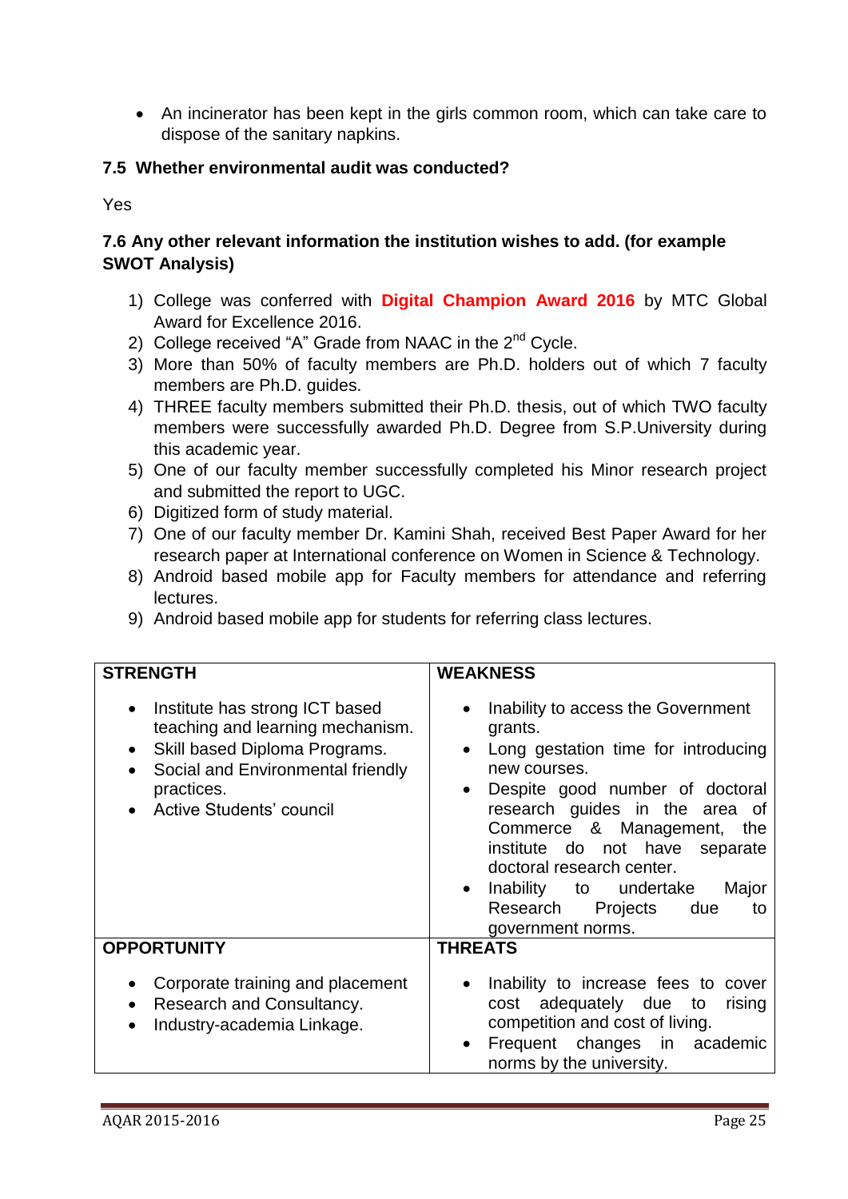- An incinerator has been kept in the girls common room, which can take care to dispose of the sanitary napkins.

**7.5 Whether environmental audit was conducted?**

Yes

**7.6 Any other relevant information the institution wishes to add. (for example SWOT Analysis)**

1) College was conferred with **Digital Champion Award 2016** by MTC Global Award for Excellence 2016.
2) College received "A" Grade from NAAC in the 2nd Cycle.
3) More than 50% of faculty members are Ph.D. holders out of which 7 faculty members are Ph.D. guides.
4) THREE faculty members submitted their Ph.D. thesis, out of which TWO faculty members were successfully awarded Ph.D. Degree from S.P.University during this academic year.
5) One of our faculty member successfully completed his Minor research project and submitted the report to UGC.
6) Digitized form of study material.
7) One of our faculty member Dr. Kamini Shah, received Best Paper Award for her research paper at International conference on Women in Science & Technology.
8) Android based mobile app for Faculty members for attendance and referring lectures.
9) Android based mobile app for students for referring class lectures.

| **STRENGTH** | **WEAKNESS** |
|---|---|
| • Institute has strong ICT based teaching and learning mechanism.<br>• Skill based Diploma Programs.<br>• Social and Environmental friendly practices.<br>• Active Students' council | • Inability to access the Government grants.<br>• Long gestation time for introducing new courses.<br>• Despite good number of doctoral research guides in the area of Commerce & Management, the institute do not have separate doctoral research center.<br>• Inability to undertake Major Research Projects due to government norms. |
| **OPPORTUNITY** | **THREATS** |
| • Corporate training and placement<br>• Research and Consultancy.<br>• Industry-academia Linkage. | • Inability to increase fees to cover cost adequately due to rising competition and cost of living.<br>• Frequent changes in academic norms by the university. |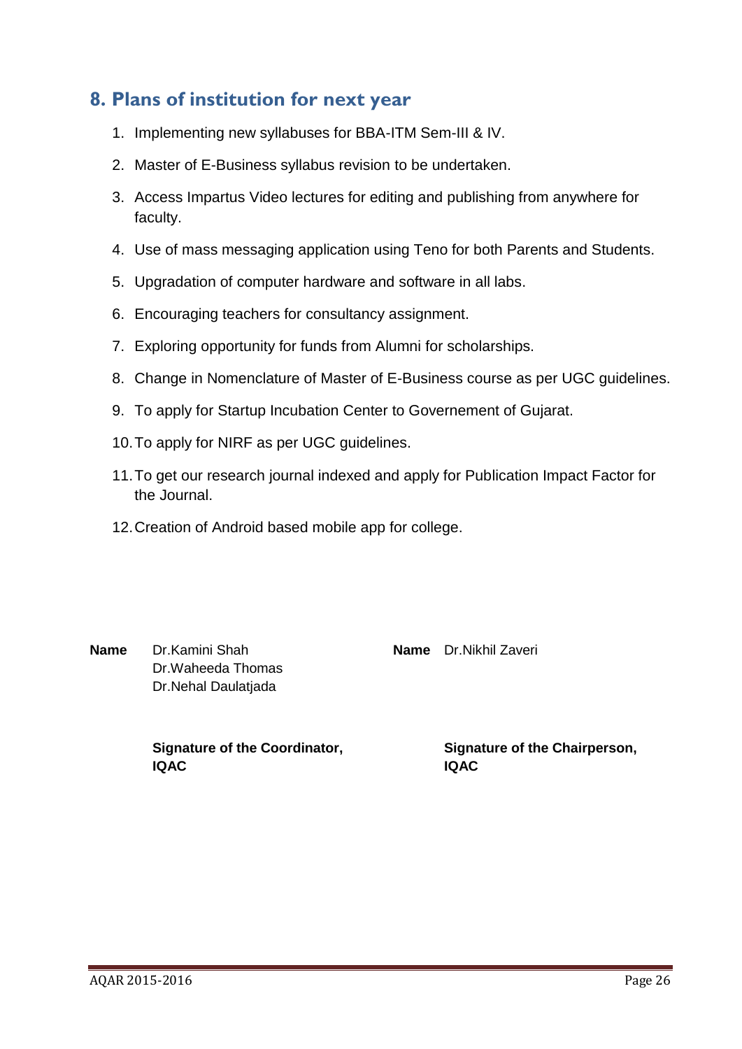## 8. Plans of institution for next year

1. Implementing new syllabuses for BBA-ITM Sem-III & IV.
2. Master of E-Business syllabus revision to be undertaken.
3. Access Impartus Video lectures for editing and publishing from anywhere for faculty.
4. Use of mass messaging application using Teno for both Parents and Students.
5. Upgradation of computer hardware and software in all labs.
6. Encouraging teachers for consultancy assignment.
7. Exploring opportunity for funds from Alumni for scholarships.
8. Change in Nomenclature of Master of E-Business course as per UGC guidelines.
9. To apply for Startup Incubation Center to Governement of Gujarat.
10. To apply for NIRF as per UGC guidelines.
11. To get our research journal indexed and apply for Publication Impact Factor for the Journal.
12. Creation of Android based mobile app for college.

**Name** Dr.Kamini Shah
Dr.Waheeda Thomas
Dr.Nehal Daulatjada

**Signature of the Coordinator, IQAC**

**Name** Dr.Nikhil Zaveri

**Signature of the Chairperson, IQAC**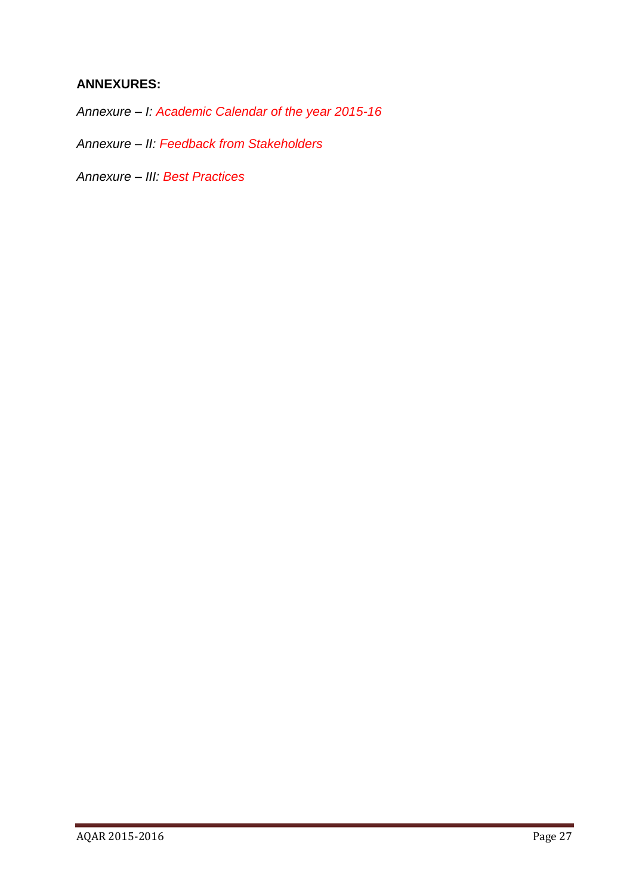**ANNEXURES:**

*Annexure – I: Academic Calendar of the year 2015-16*

*Annexure – II: Feedback from Stakeholders*

*Annexure – III: Best Practices*